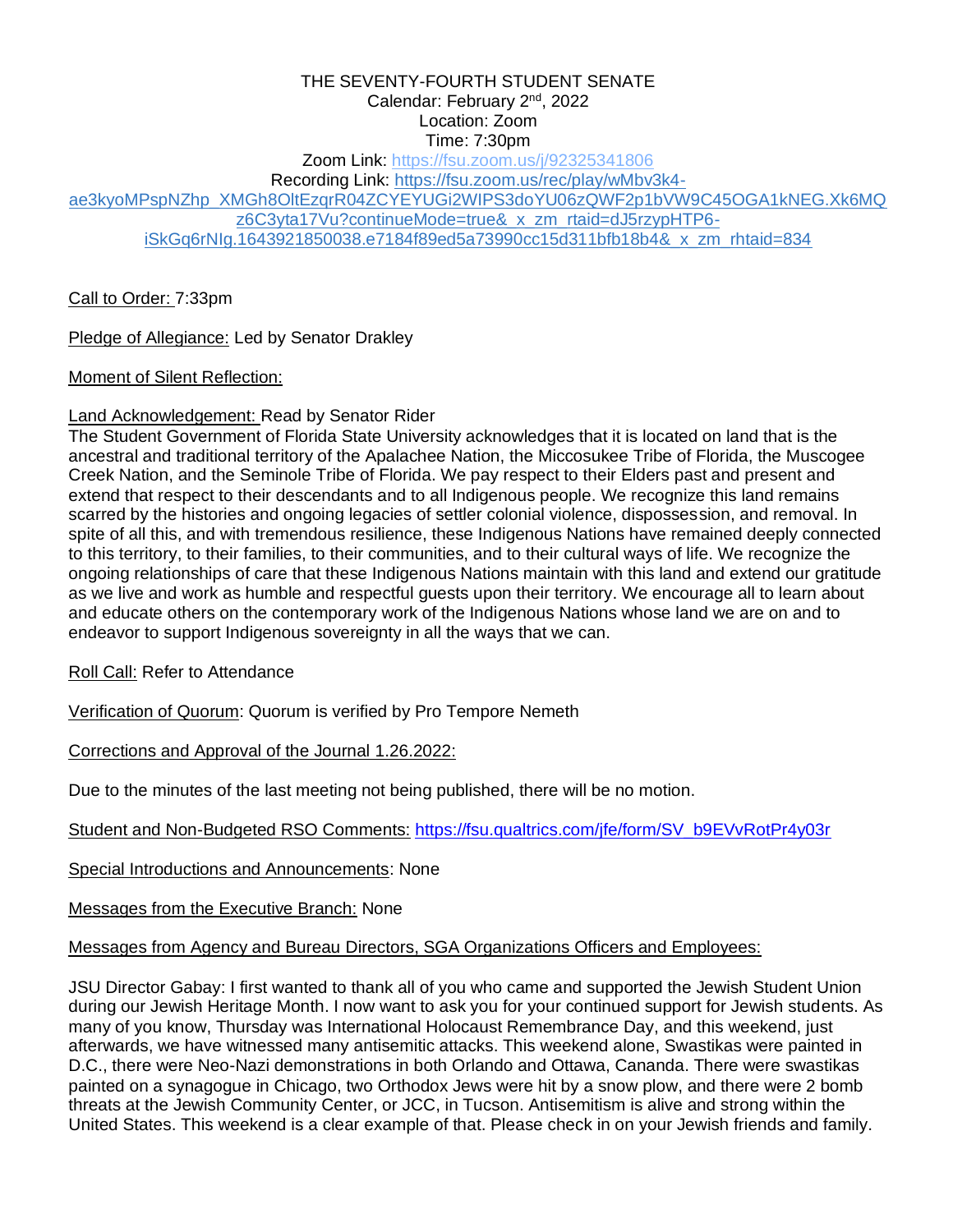THE SEVENTY-FOURTH STUDENT SENATE
Calendar: February 2nd, 2022
Location: Zoom
Time: 7:30pm
Zoom Link: https://fsu.zoom.us/j/92325341806
Recording Link: https://fsu.zoom.us/rec/play/wMbv3k4-ae3kyoMPspNZhp_XMGh8OltEzqrR04ZCYEYUGi2WIPS3doYU06zQWF2p1bVW9C45OGA1kNEG.Xk6MQz6C3yta17Vu?continueMode=true&_x_zm_rtaid=dJ5rzypHTP6-iSkGq6rNIg.1643921850038.e7184f89ed5a73990cc15d311bfb18b4&_x_zm_rhtaid=834

Call to Order: 7:33pm

Pledge of Allegiance: Led by Senator Drakley

Moment of Silent Reflection:

Land Acknowledgement: Read by Senator Rider
The Student Government of Florida State University acknowledges that it is located on land that is the ancestral and traditional territory of the Apalachee Nation, the Miccosukee Tribe of Florida, the Muscogee Creek Nation, and the Seminole Tribe of Florida. We pay respect to their Elders past and present and extend that respect to their descendants and to all Indigenous people. We recognize this land remains scarred by the histories and ongoing legacies of settler colonial violence, dispossession, and removal. In spite of all this, and with tremendous resilience, these Indigenous Nations have remained deeply connected to this territory, to their families, to their communities, and to their cultural ways of life. We recognize the ongoing relationships of care that these Indigenous Nations maintain with this land and extend our gratitude as we live and work as humble and respectful guests upon their territory. We encourage all to learn about and educate others on the contemporary work of the Indigenous Nations whose land we are on and to endeavor to support Indigenous sovereignty in all the ways that we can.

Roll Call: Refer to Attendance

Verification of Quorum: Quorum is verified by Pro Tempore Nemeth

Corrections and Approval of the Journal 1.26.2022:

Due to the minutes of the last meeting not being published, there will be no motion.

Student and Non-Budgeted RSO Comments: https://fsu.qualtrics.com/jfe/form/SV_b9EVvRotPr4y03r

Special Introductions and Announcements: None

Messages from the Executive Branch: None

Messages from Agency and Bureau Directors, SGA Organizations Officers and Employees:

JSU Director Gabay: I first wanted to thank all of you who came and supported the Jewish Student Union during our Jewish Heritage Month. I now want to ask you for your continued support for Jewish students. As many of you know, Thursday was International Holocaust Remembrance Day, and this weekend, just afterwards, we have witnessed many antisemitic attacks. This weekend alone, Swastikas were painted in D.C., there were Neo-Nazi demonstrations in both Orlando and Ottawa, Cananda. There were swastikas painted on a synagogue in Chicago, two Orthodox Jews were hit by a snow plow, and there were 2 bomb threats at the Jewish Community Center, or JCC, in Tucson. Antisemitism is alive and strong within the United States. This weekend is a clear example of that. Please check in on your Jewish friends and family.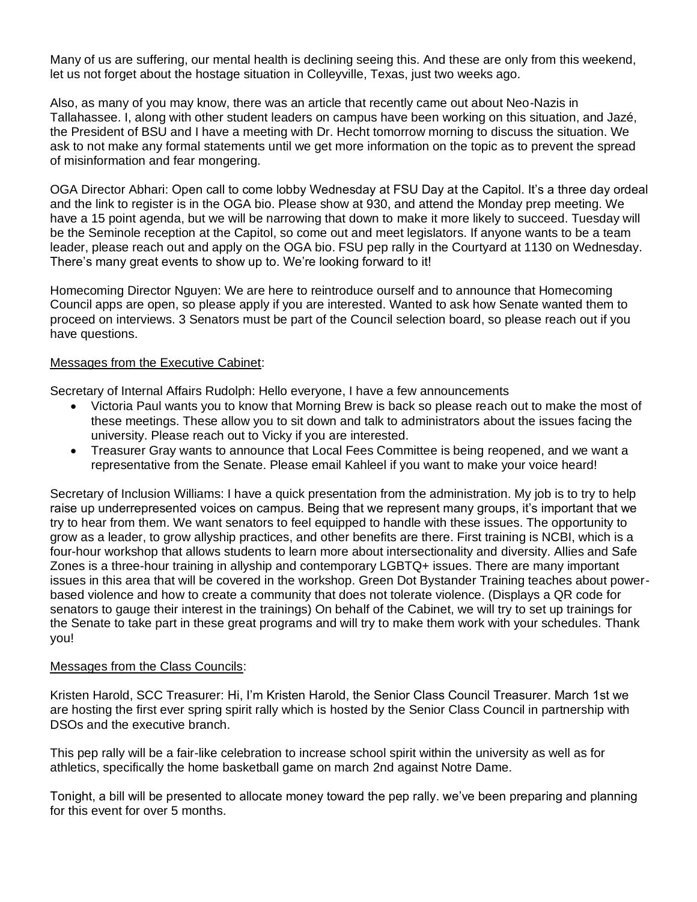Many of us are suffering, our mental health is declining seeing this. And these are only from this weekend, let us not forget about the hostage situation in Colleyville, Texas, just two weeks ago.

Also, as many of you may know, there was an article that recently came out about Neo-Nazis in Tallahassee. I, along with other student leaders on campus have been working on this situation, and Jazé, the President of BSU and I have a meeting with Dr. Hecht tomorrow morning to discuss the situation. We ask to not make any formal statements until we get more information on the topic as to prevent the spread of misinformation and fear mongering.

OGA Director Abhari: Open call to come lobby Wednesday at FSU Day at the Capitol. It's a three day ordeal and the link to register is in the OGA bio. Please show at 930, and attend the Monday prep meeting. We have a 15 point agenda, but we will be narrowing that down to make it more likely to succeed. Tuesday will be the Seminole reception at the Capitol, so come out and meet legislators. If anyone wants to be a team leader, please reach out and apply on the OGA bio. FSU pep rally in the Courtyard at 1130 on Wednesday. There's many great events to show up to. We're looking forward to it!

Homecoming Director Nguyen: We are here to reintroduce ourself and to announce that Homecoming Council apps are open, so please apply if you are interested. Wanted to ask how Senate wanted them to proceed on interviews. 3 Senators must be part of the Council selection board, so please reach out if you have questions.

<u>Messages from the Executive Cabinet</u>:

Secretary of Internal Affairs Rudolph: Hello everyone, I have a few announcements

- Victoria Paul wants you to know that Morning Brew is back so please reach out to make the most of these meetings. These allow you to sit down and talk to administrators about the issues facing the university. Please reach out to Vicky if you are interested.
- Treasurer Gray wants to announce that Local Fees Committee is being reopened, and we want a representative from the Senate. Please email Kahleel if you want to make your voice heard!

Secretary of Inclusion Williams: I have a quick presentation from the administration. My job is to try to help raise up underrepresented voices on campus. Being that we represent many groups, it's important that we try to hear from them. We want senators to feel equipped to handle with these issues. The opportunity to grow as a leader, to grow allyship practices, and other benefits are there. First training is NCBI, which is a four-hour workshop that allows students to learn more about intersectionality and diversity. Allies and Safe Zones is a three-hour training in allyship and contemporary LGBTQ+ issues. There are many important issues in this area that will be covered in the workshop. Green Dot Bystander Training teaches about power-based violence and how to create a community that does not tolerate violence. (Displays a QR code for senators to gauge their interest in the trainings) On behalf of the Cabinet, we will try to set up trainings for the Senate to take part in these great programs and will try to make them work with your schedules. Thank you!

<u>Messages from the Class Councils</u>:

Kristen Harold, SCC Treasurer: Hi, I'm Kristen Harold, the Senior Class Council Treasurer. March 1st we are hosting the first ever spring spirit rally which is hosted by the Senior Class Council in partnership with DSOs and the executive branch.

This pep rally will be a fair-like celebration to increase school spirit within the university as well as for athletics, specifically the home basketball game on march 2nd against Notre Dame.

Tonight, a bill will be presented to allocate money toward the pep rally. we've been preparing and planning for this event for over 5 months.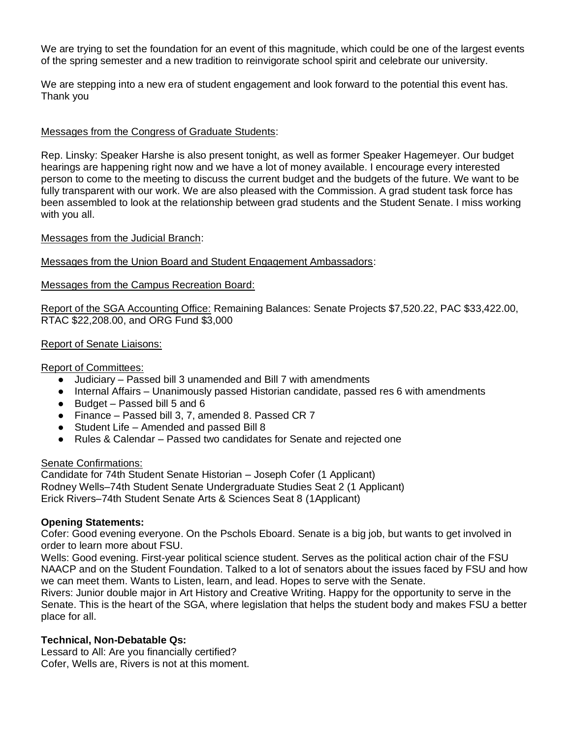We are trying to set the foundation for an event of this magnitude, which could be one of the largest events of the spring semester and a new tradition to reinvigorate school spirit and celebrate our university.

We are stepping into a new era of student engagement and look forward to the potential this event has. Thank you

Messages from the Congress of Graduate Students:

Rep. Linsky: Speaker Harshe is also present tonight, as well as former Speaker Hagemeyer. Our budget hearings are happening right now and we have a lot of money available. I encourage every interested person to come to the meeting to discuss the current budget and the budgets of the future. We want to be fully transparent with our work. We are also pleased with the Commission. A grad student task force has been assembled to look at the relationship between grad students and the Student Senate. I miss working with you all.

Messages from the Judicial Branch:

Messages from the Union Board and Student Engagement Ambassadors:

Messages from the Campus Recreation Board:

Report of the SGA Accounting Office: Remaining Balances: Senate Projects $7,520.22, PAC $33,422.00, RTAC $22,208.00, and ORG Fund $3,000

Report of Senate Liaisons:

Report of Committees:

- Judiciary – Passed bill 3 unamended and Bill 7 with amendments
- Internal Affairs – Unanimously passed Historian candidate, passed res 6 with amendments
- Budget – Passed bill 5 and 6
- Finance – Passed bill 3, 7, amended 8. Passed CR 7
- Student Life – Amended and passed Bill 8
- Rules & Calendar – Passed two candidates for Senate and rejected one

Senate Confirmations:
Candidate for 74th Student Senate Historian – Joseph Cofer (1 Applicant)
Rodney Wells–74th Student Senate Undergraduate Studies Seat 2 (1 Applicant)
Erick Rivers–74th Student Senate Arts & Sciences Seat 8 (1Applicant)

**Opening Statements:**
Cofer: Good evening everyone. On the Pschols Eboard. Senate is a big job, but wants to get involved in order to learn more about FSU.
Wells: Good evening. First-year political science student. Serves as the political action chair of the FSU NAACP and on the Student Foundation. Talked to a lot of senators about the issues faced by FSU and how we can meet them. Wants to Listen, learn, and lead. Hopes to serve with the Senate.
Rivers: Junior double major in Art History and Creative Writing. Happy for the opportunity to serve in the Senate. This is the heart of the SGA, where legislation that helps the student body and makes FSU a better place for all.

**Technical, Non-Debatable Qs:**
Lessard to All: Are you financially certified?
Cofer, Wells are, Rivers is not at this moment.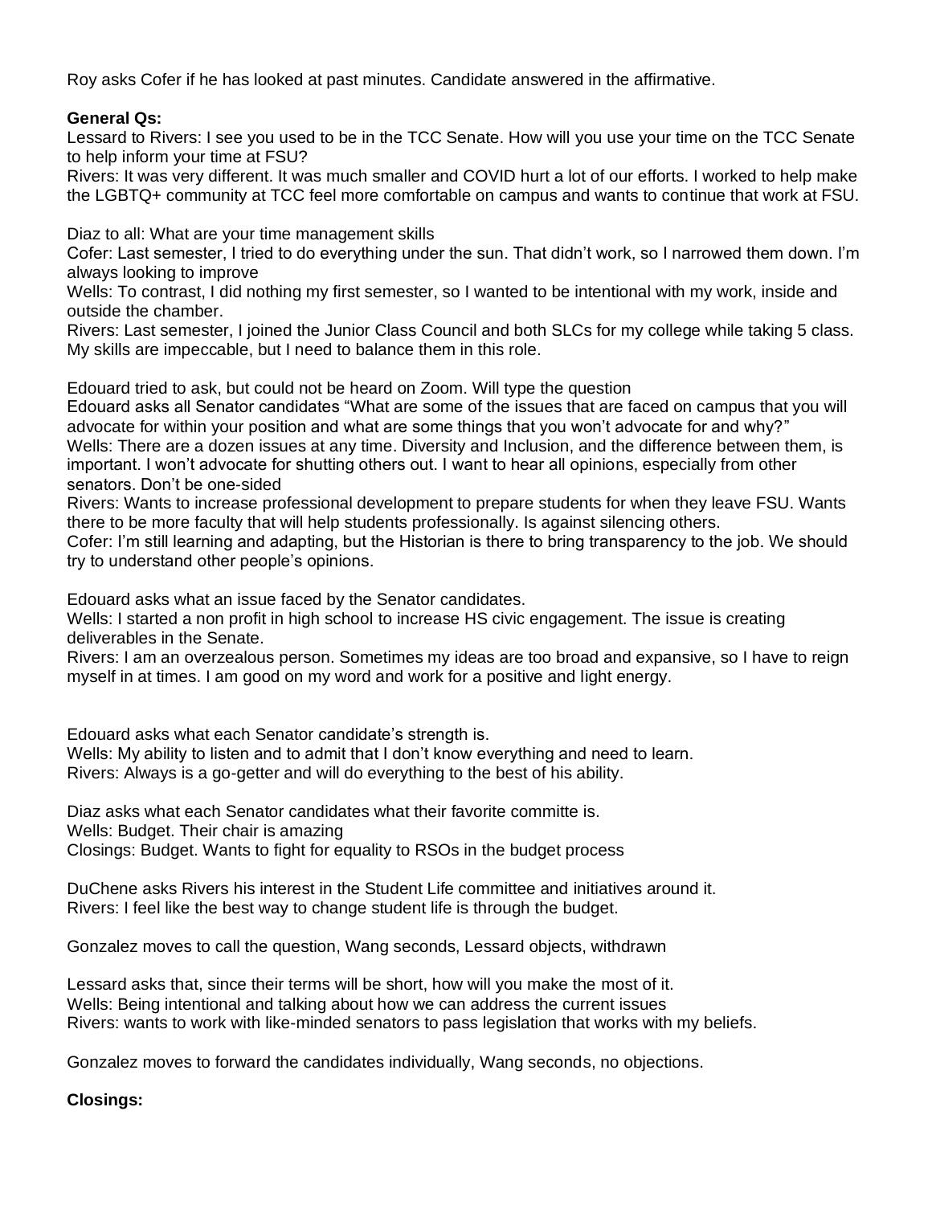Roy asks Cofer if he has looked at past minutes. Candidate answered in the affirmative.

**General Qs:**

Lessard to Rivers: I see you used to be in the TCC Senate. How will you use your time on the TCC Senate to help inform your time at FSU?
Rivers: It was very different. It was much smaller and COVID hurt a lot of our efforts. I worked to help make the LGBTQ+ community at TCC feel more comfortable on campus and wants to continue that work at FSU.

Diaz to all: What are your time management skills
Cofer: Last semester, I tried to do everything under the sun. That didn't work, so I narrowed them down. I'm always looking to improve
Wells: To contrast, I did nothing my first semester, so I wanted to be intentional with my work, inside and outside the chamber.
Rivers: Last semester, I joined the Junior Class Council and both SLCs for my college while taking 5 class. My skills are impeccable, but I need to balance them in this role.

Edouard tried to ask, but could not be heard on Zoom. Will type the question
Edouard asks all Senator candidates "What are some of the issues that are faced on campus that you will advocate for within your position and what are some things that you won't advocate for and why?"
Wells: There are a dozen issues at any time. Diversity and Inclusion, and the difference between them, is important. I won't advocate for shutting others out. I want to hear all opinions, especially from other senators. Don't be one-sided
Rivers: Wants to increase professional development to prepare students for when they leave FSU. Wants there to be more faculty that will help students professionally. Is against silencing others.
Cofer: I'm still learning and adapting, but the Historian is there to bring transparency to the job. We should try to understand other people's opinions.

Edouard asks what an issue faced by the Senator candidates.
Wells: I started a non profit in high school to increase HS civic engagement. The issue is creating deliverables in the Senate.
Rivers: I am an overzealous person. Sometimes my ideas are too broad and expansive, so I have to reign myself in at times. I am good on my word and work for a positive and light energy.

Edouard asks what each Senator candidate's strength is.
Wells: My ability to listen and to admit that I don't know everything and need to learn.
Rivers: Always is a go-getter and will do everything to the best of his ability.

Diaz asks what each Senator candidates what their favorite committe is.
Wells: Budget. Their chair is amazing
Closings: Budget. Wants to fight for equality to RSOs in the budget process

DuChene asks Rivers his interest in the Student Life committee and initiatives around it.
Rivers: I feel like the best way to change student life is through the budget.

Gonzalez moves to call the question, Wang seconds, Lessard objects, withdrawn

Lessard asks that, since their terms will be short, how will you make the most of it.
Wells: Being intentional and talking about how we can address the current issues
Rivers: wants to work with like-minded senators to pass legislation that works with my beliefs.

Gonzalez moves to forward the candidates individually, Wang seconds, no objections.

**Closings:**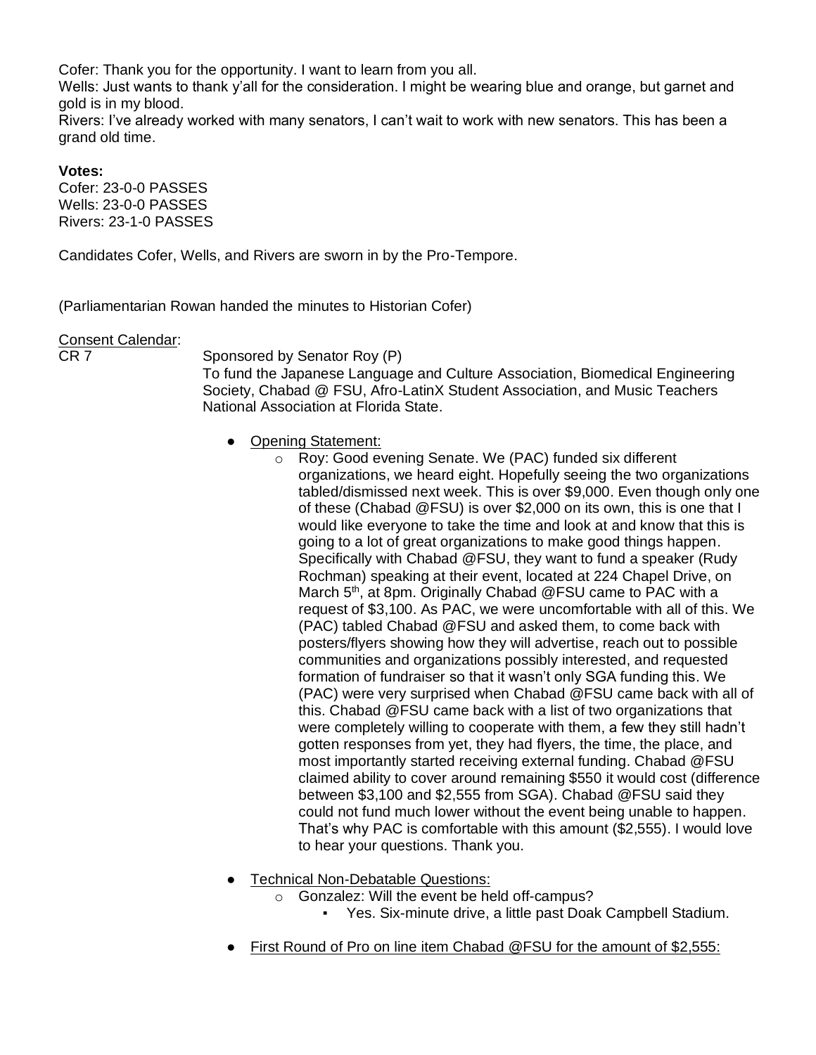Cofer: Thank you for the opportunity. I want to learn from you all.
Wells: Just wants to thank y'all for the consideration. I might be wearing blue and orange, but garnet and gold is in my blood.
Rivers: I've already worked with many senators, I can't wait to work with new senators. This has been a grand old time.

**Votes:**
Cofer: 23-0-0 PASSES
Wells: 23-0-0 PASSES
Rivers: 23-1-0 PASSES

Candidates Cofer, Wells, and Rivers are sworn in by the Pro-Tempore.

(Parliamentarian Rowan handed the minutes to Historian Cofer)

Consent Calendar:

CR 7 Sponsored by Senator Roy (P)
To fund the Japanese Language and Culture Association, Biomedical Engineering Society, Chabad @ FSU, Afro-LatinX Student Association, and Music Teachers National Association at Florida State.

- Opening Statement:
  - Roy: Good evening Senate. We (PAC) funded six different organizations, we heard eight. Hopefully seeing the two organizations tabled/dismissed next week. This is over $9,000. Even though only one of these (Chabad @FSU) is over $2,000 on its own, this is one that I would like everyone to take the time and look at and know that this is going to a lot of great organizations to make good things happen. Specifically with Chabad @FSU, they want to fund a speaker (Rudy Rochman) speaking at their event, located at 224 Chapel Drive, on March 5th, at 8pm. Originally Chabad @FSU came to PAC with a request of $3,100. As PAC, we were uncomfortable with all of this. We (PAC) tabled Chabad @FSU and asked them, to come back with posters/flyers showing how they will advertise, reach out to possible communities and organizations possibly interested, and requested formation of fundraiser so that it wasn't only SGA funding this. We (PAC) were very surprised when Chabad @FSU came back with all of this. Chabad @FSU came back with a list of two organizations that were completely willing to cooperate with them, a few they still hadn't gotten responses from yet, they had flyers, the time, the place, and most importantly started receiving external funding. Chabad @FSU claimed ability to cover around remaining $550 it would cost (difference between $3,100 and $2,555 from SGA). Chabad @FSU said they could not fund much lower without the event being unable to happen. That's why PAC is comfortable with this amount ($2,555). I would love to hear your questions. Thank you.

- Technical Non-Debatable Questions:
  - Gonzalez: Will the event be held off-campus?
    - Yes. Six-minute drive, a little past Doak Campbell Stadium.

- First Round of Pro on line item Chabad @FSU for the amount of $2,555: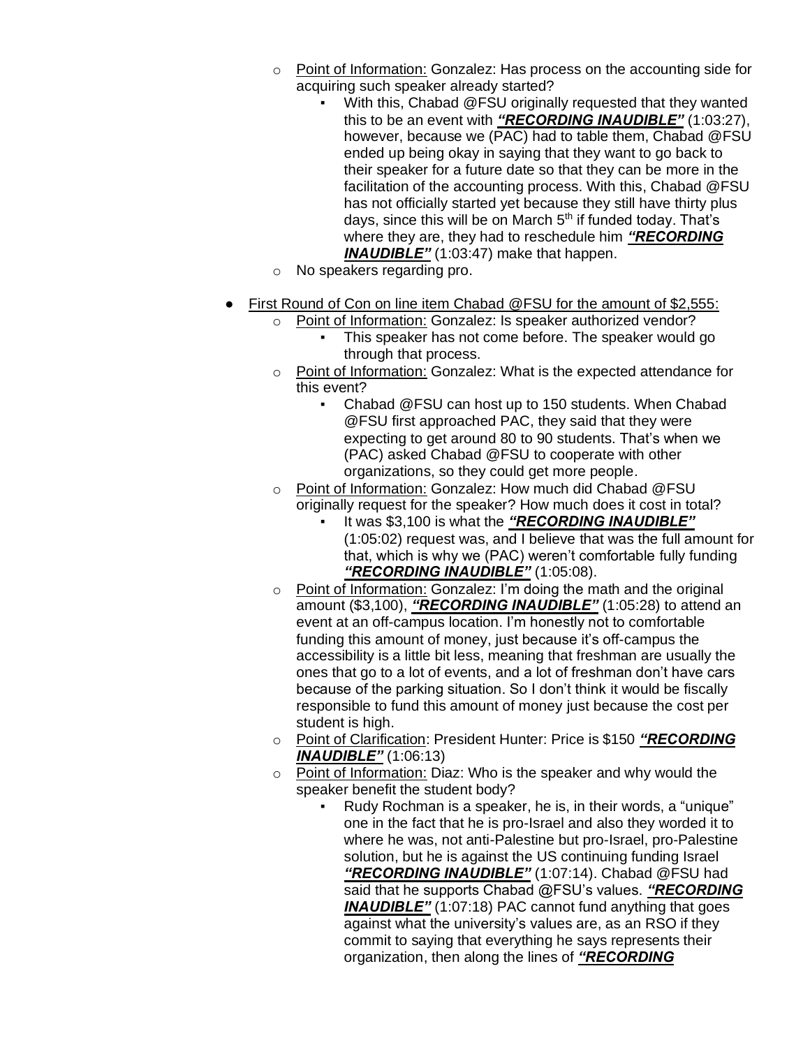- Point of Information: Gonzalez: Has process on the accounting side for acquiring such speaker already started?
    - With this, Chabad @FSU originally requested that they wanted this to be an event with ***"RECORDING INAUDIBLE"*** (1:03:27), however, because we (PAC) had to table them, Chabad @FSU ended up being okay in saying that they want to go back to their speaker for a future date so that they can be more in the facilitation of the accounting process. With this, Chabad @FSU has not officially started yet because they still have thirty plus days, since this will be on March 5th if funded today. That's where they are, they had to reschedule him ***"RECORDING INAUDIBLE"*** (1:03:47) make that happen.
  - No speakers regarding pro.

- First Round of Con on line item Chabad @FSU for the amount of $2,555:
  - Point of Information: Gonzalez: Is speaker authorized vendor?
    - This speaker has not come before. The speaker would go through that process.
  - Point of Information: Gonzalez: What is the expected attendance for this event?
    - Chabad @FSU can host up to 150 students. When Chabad @FSU first approached PAC, they said that they were expecting to get around 80 to 90 students. That's when we (PAC) asked Chabad @FSU to cooperate with other organizations, so they could get more people.
  - Point of Information: Gonzalez: How much did Chabad @FSU originally request for the speaker? How much does it cost in total?
    - It was $3,100 is what the ***"RECORDING INAUDIBLE"*** (1:05:02) request was, and I believe that was the full amount for that, which is why we (PAC) weren't comfortable fully funding ***"RECORDING INAUDIBLE"*** (1:05:08).
  - Point of Information: Gonzalez: I'm doing the math and the original amount ($3,100), ***"RECORDING INAUDIBLE"*** (1:05:28) to attend an event at an off-campus location. I'm honestly not to comfortable funding this amount of money, just because it's off-campus the accessibility is a little bit less, meaning that freshman are usually the ones that go to a lot of events, and a lot of freshman don't have cars because of the parking situation. So I don't think it would be fiscally responsible to fund this amount of money just because the cost per student is high.
  - Point of Clarification: President Hunter: Price is $150 ***"RECORDING INAUDIBLE"*** (1:06:13)
  - Point of Information: Diaz: Who is the speaker and why would the speaker benefit the student body?
    - Rudy Rochman is a speaker, he is, in their words, a "unique" one in the fact that he is pro-Israel and also they worded it to where he was, not anti-Palestine but pro-Israel, pro-Palestine solution, but he is against the US continuing funding Israel ***"RECORDING INAUDIBLE"*** (1:07:14). Chabad @FSU had said that he supports Chabad @FSU's values. ***"RECORDING INAUDIBLE"*** (1:07:18) PAC cannot fund anything that goes against what the university's values are, as an RSO if they commit to saying that everything he says represents their organization, then along the lines of ***"RECORDING***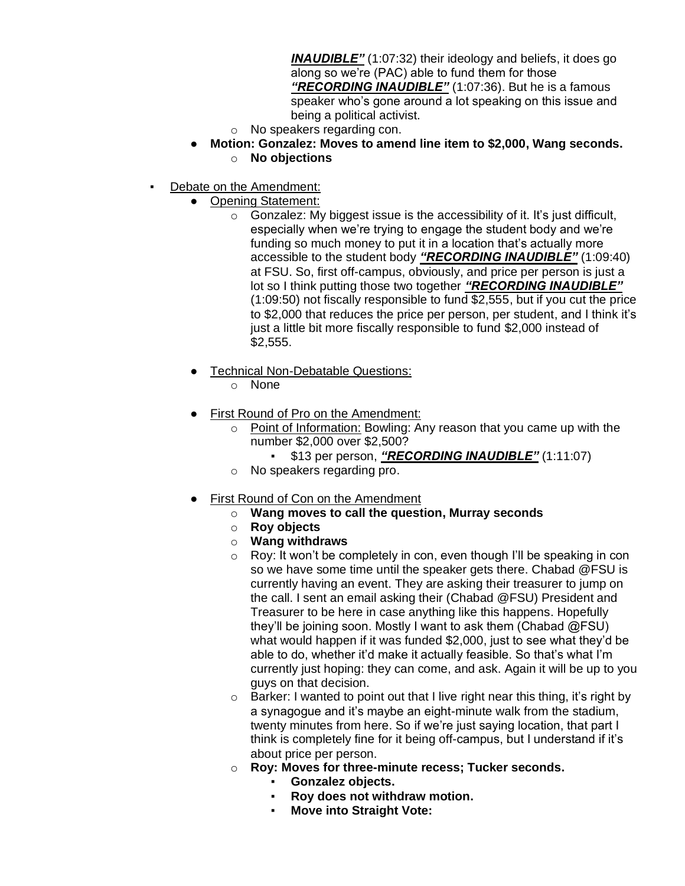***INAUDIBLE"*** (1:07:32) their ideology and beliefs, it does go along so we're (PAC) able to fund them for those ***"RECORDING INAUDIBLE"*** (1:07:36). But he is a famous speaker who's gone around a lot speaking on this issue and being a political activist.

- No speakers regarding con.
- **Motion: Gonzalez: Moves to amend line item to $2,000, Wang seconds.**
  - **No objections**

- Debate on the Amendment:
  - Opening Statement:
    - Gonzalez: My biggest issue is the accessibility of it. It's just difficult, especially when we're trying to engage the student body and we're funding so much money to put it in a location that's actually more accessible to the student body ***"RECORDING INAUDIBLE"*** (1:09:40) at FSU. So, first off-campus, obviously, and price per person is just a lot so I think putting those two together ***"RECORDING INAUDIBLE"*** (1:09:50) not fiscally responsible to fund $2,555, but if you cut the price to $2,000 that reduces the price per person, per student, and I think it's just a little bit more fiscally responsible to fund $2,000 instead of $2,555.

  - Technical Non-Debatable Questions:
    - None

  - First Round of Pro on the Amendment:
    - Point of Information: Bowling: Any reason that you came up with the number $2,000 over $2,500?
      - $13 per person, ***"RECORDING INAUDIBLE"*** (1:11:07)
    - No speakers regarding pro.

  - First Round of Con on the Amendment
    - **Wang moves to call the question, Murray seconds**
    - **Roy objects**
    - **Wang withdraws**
    - Roy: It won't be completely in con, even though I'll be speaking in con so we have some time until the speaker gets there. Chabad @FSU is currently having an event. They are asking their treasurer to jump on the call. I sent an email asking their (Chabad @FSU) President and Treasurer to be here in case anything like this happens. Hopefully they'll be joining soon. Mostly I want to ask them (Chabad @FSU) what would happen if it was funded $2,000, just to see what they'd be able to do, whether it'd make it actually feasible. So that's what I'm currently just hoping: they can come, and ask. Again it will be up to you guys on that decision.
    - Barker: I wanted to point out that I live right near this thing, it's right by a synagogue and it's maybe an eight-minute walk from the stadium, twenty minutes from here. So if we're just saying location, that part I think is completely fine for it being off-campus, but I understand if it's about price per person.
    - **Roy: Moves for three-minute recess; Tucker seconds.**
      - **Gonzalez objects.**
      - **Roy does not withdraw motion.**
      - **Move into Straight Vote:**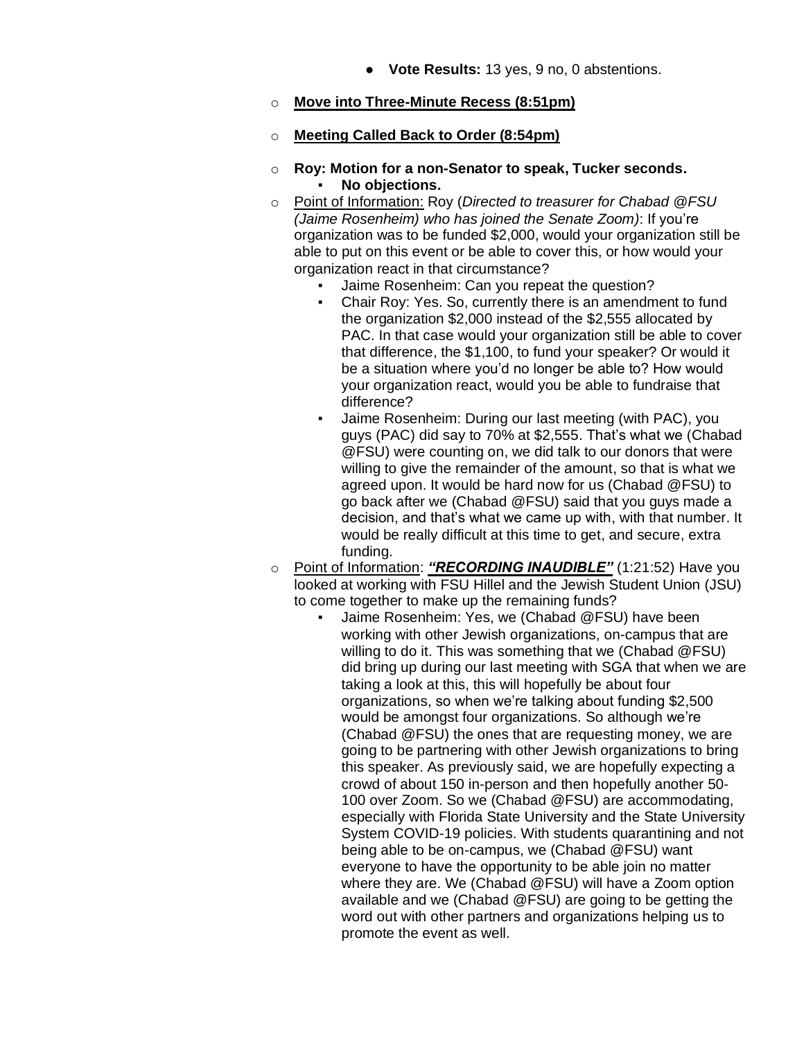- **Vote Results:** 13 yes, 9 no, 0 abstentions.

- **Move into Three-Minute Recess (8:51pm)**

- **Meeting Called Back to Order (8:54pm)**

- **Roy: Motion for a non-Senator to speak, Tucker seconds.**
  - **No objections.**
- Point of Information: Roy (*Directed to treasurer for Chabad @FSU (Jaime Rosenheim) who has joined the Senate Zoom)*: If you're organization was to be funded $2,000, would your organization still be able to put on this event or be able to cover this, or how would your organization react in that circumstance?
  - Jaime Rosenheim: Can you repeat the question?
  - Chair Roy: Yes. So, currently there is an amendment to fund the organization $2,000 instead of the $2,555 allocated by PAC. In that case would your organization still be able to cover that difference, the $1,100, to fund your speaker? Or would it be a situation where you'd no longer be able to? How would your organization react, would you be able to fundraise that difference?
  - Jaime Rosenheim: During our last meeting (with PAC), you guys (PAC) did say to 70% at $2,555. That's what we (Chabad @FSU) were counting on, we did talk to our donors that were willing to give the remainder of the amount, so that is what we agreed upon. It would be hard now for us (Chabad @FSU) to go back after we (Chabad @FSU) said that you guys made a decision, and that's what we came up with, with that number. It would be really difficult at this time to get, and secure, extra funding.
- Point of Information: ***"RECORDING INAUDIBLE"*** (1:21:52) Have you looked at working with FSU Hillel and the Jewish Student Union (JSU) to come together to make up the remaining funds?
  - Jaime Rosenheim: Yes, we (Chabad @FSU) have been working with other Jewish organizations, on-campus that are willing to do it. This was something that we (Chabad @FSU) did bring up during our last meeting with SGA that when we are taking a look at this, this will hopefully be about four organizations, so when we're talking about funding $2,500 would be amongst four organizations. So although we're (Chabad @FSU) the ones that are requesting money, we are going to be partnering with other Jewish organizations to bring this speaker. As previously said, we are hopefully expecting a crowd of about 150 in-person and then hopefully another 50-100 over Zoom. So we (Chabad @FSU) are accommodating, especially with Florida State University and the State University System COVID-19 policies. With students quarantining and not being able to be on-campus, we (Chabad @FSU) want everyone to have the opportunity to be able join no matter where they are. We (Chabad @FSU) will have a Zoom option available and we (Chabad @FSU) are going to be getting the word out with other partners and organizations helping us to promote the event as well.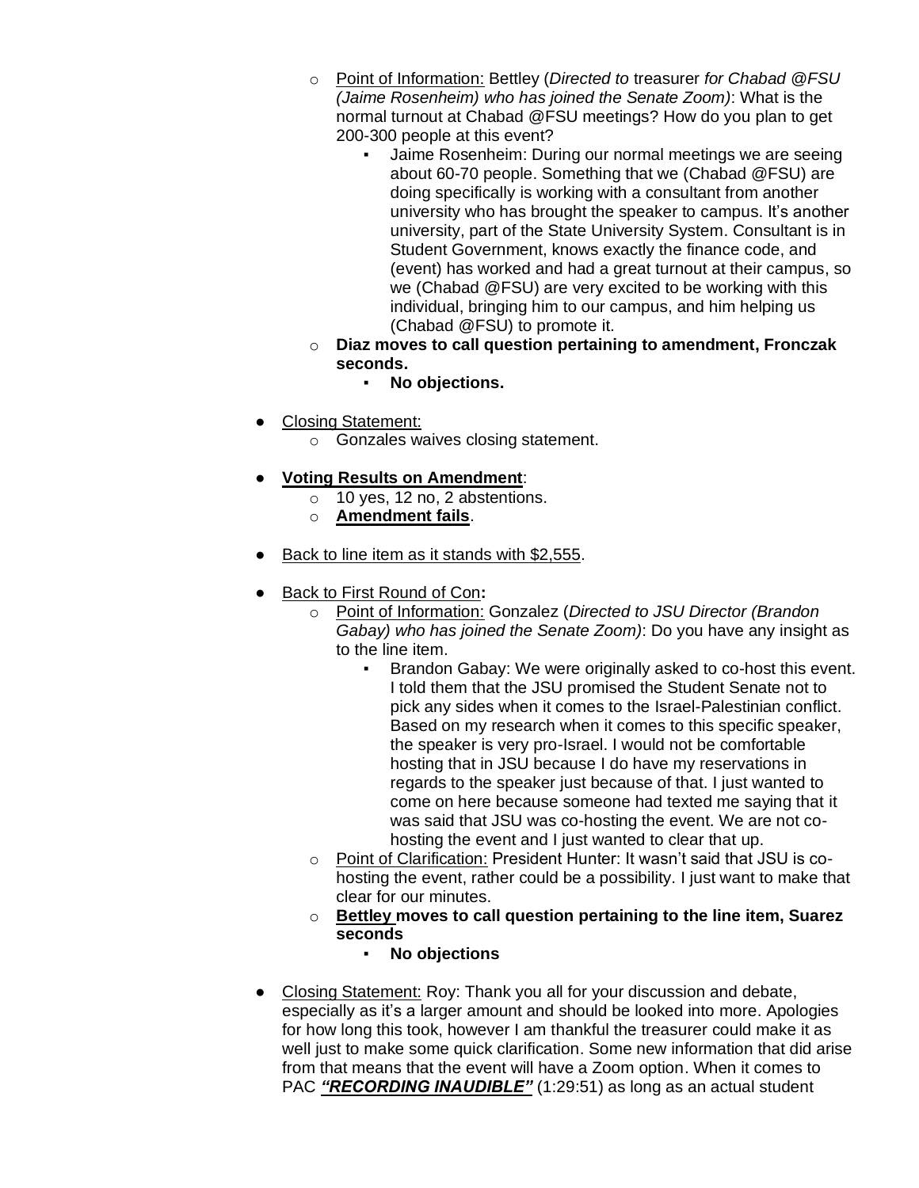- Point of Information: Bettley (*Directed to* treasurer *for Chabad @FSU (Jaime Rosenheim) who has joined the Senate Zoom)*: What is the normal turnout at Chabad @FSU meetings? How do you plan to get 200-300 people at this event?
  - Jaime Rosenheim: During our normal meetings we are seeing about 60-70 people. Something that we (Chabad @FSU) are doing specifically is working with a consultant from another university who has brought the speaker to campus. It's another university, part of the State University System. Consultant is in Student Government, knows exactly the finance code, and (event) has worked and had a great turnout at their campus, so we (Chabad @FSU) are very excited to be working with this individual, bringing him to our campus, and him helping us (Chabad @FSU) to promote it.
- **Diaz moves to call question pertaining to amendment, Fronczak seconds.**
  - **No objections.**

- Closing Statement:
  - Gonzales waives closing statement.

- **Voting Results on Amendment**:
  - 10 yes, 12 no, 2 abstentions.
  - **Amendment fails**.

- Back to line item as it stands with $2,555.

- Back to First Round of Con**:**
  - Point of Information: Gonzalez (*Directed to JSU Director (Brandon Gabay) who has joined the Senate Zoom)*: Do you have any insight as to the line item.
    - Brandon Gabay: We were originally asked to co-host this event. I told them that the JSU promised the Student Senate not to pick any sides when it comes to the Israel-Palestinian conflict. Based on my research when it comes to this specific speaker, the speaker is very pro-Israel. I would not be comfortable hosting that in JSU because I do have my reservations in regards to the speaker just because of that. I just wanted to come on here because someone had texted me saying that it was said that JSU was co-hosting the event. We are not co-hosting the event and I just wanted to clear that up.
  - Point of Clarification: President Hunter: It wasn't said that JSU is co-hosting the event, rather could be a possibility. I just want to make that clear for our minutes.
  - **Bettley moves to call question pertaining to the line item, Suarez seconds**
    - **No objections**

- Closing Statement: Roy: Thank you all for your discussion and debate, especially as it's a larger amount and should be looked into more. Apologies for how long this took, however I am thankful the treasurer could make it as well just to make some quick clarification. Some new information that did arise from that means that the event will have a Zoom option. When it comes to PAC ***"RECORDING INAUDIBLE"*** (1:29:51) as long as an actual student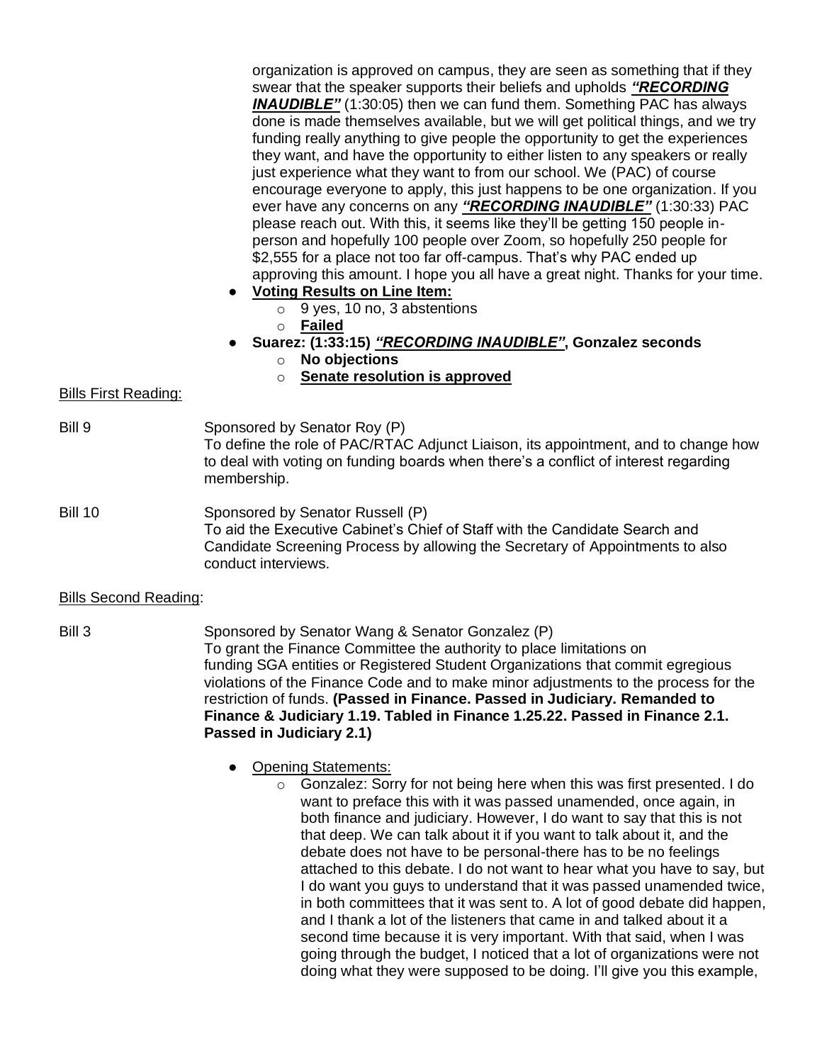organization is approved on campus, they are seen as something that if they swear that the speaker supports their beliefs and upholds ***"RECORDING INAUDIBLE"*** (1:30:05) then we can fund them. Something PAC has always done is made themselves available, but we will get political things, and we try funding really anything to give people the opportunity to get the experiences they want, and have the opportunity to either listen to any speakers or really just experience what they want to from our school. We (PAC) of course encourage everyone to apply, this just happens to be one organization. If you ever have any concerns on any ***"RECORDING INAUDIBLE"*** (1:30:33) PAC please reach out. With this, it seems like they'll be getting 150 people in-person and hopefully 100 people over Zoom, so hopefully 250 people for $2,555 for a place not too far off-campus. That's why PAC ended up approving this amount. I hope you all have a great night. Thanks for your time.

- **Voting Results on Line Item:**
  - 9 yes, 10 no, 3 abstentions
  - **Failed**
- **Suarez: (1:33:15) *"RECORDING INAUDIBLE"*, Gonzalez seconds**
  - **No objections**
  - **Senate resolution is approved**

Bills First Reading:

Bill 9 — Sponsored by Senator Roy (P)
To define the role of PAC/RTAC Adjunct Liaison, its appointment, and to change how to deal with voting on funding boards when there's a conflict of interest regarding membership.

Bill 10 — Sponsored by Senator Russell (P)
To aid the Executive Cabinet's Chief of Staff with the Candidate Search and Candidate Screening Process by allowing the Secretary of Appointments to also conduct interviews.

Bills Second Reading:

Bill 3 — Sponsored by Senator Wang & Senator Gonzalez (P)
To grant the Finance Committee the authority to place limitations on funding SGA entities or Registered Student Organizations that commit egregious violations of the Finance Code and to make minor adjustments to the process for the restriction of funds. **(Passed in Finance. Passed in Judiciary. Remanded to Finance & Judiciary 1.19. Tabled in Finance 1.25.22. Passed in Finance 2.1. Passed in Judiciary 2.1)**

- Opening Statements:
  - Gonzalez: Sorry for not being here when this was first presented. I do want to preface this with it was passed unamended, once again, in both finance and judiciary. However, I do want to say that this is not that deep. We can talk about it if you want to talk about it, and the debate does not have to be personal-there has to be no feelings attached to this debate. I do not want to hear what you have to say, but I do want you guys to understand that it was passed unamended twice, in both committees that it was sent to. A lot of good debate did happen, and I thank a lot of the listeners that came in and talked about it a second time because it is very important. With that said, when I was going through the budget, I noticed that a lot of organizations were not doing what they were supposed to be doing. I'll give you this example,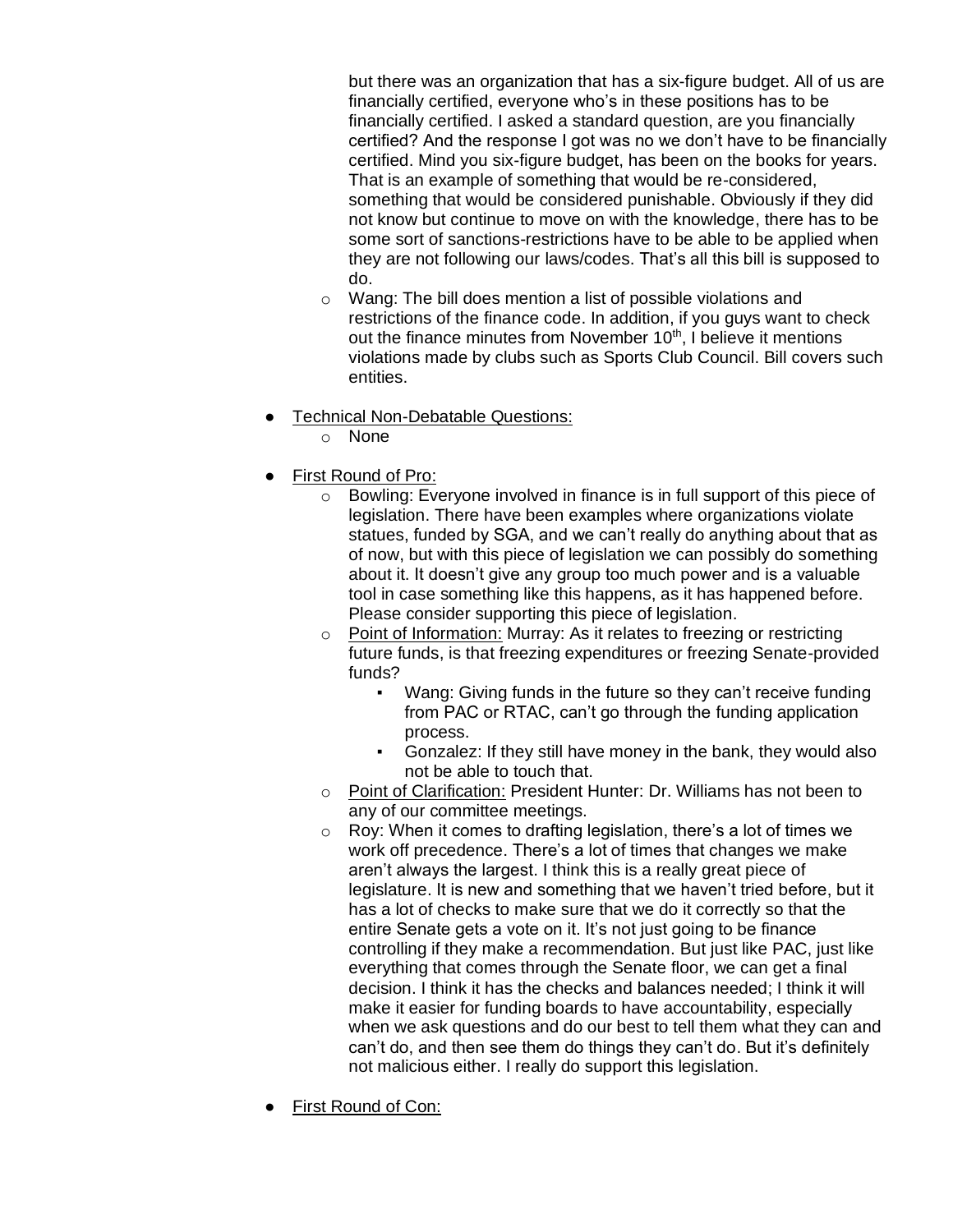but there was an organization that has a six-figure budget. All of us are financially certified, everyone who's in these positions has to be financially certified. I asked a standard question, are you financially certified? And the response I got was no we don't have to be financially certified. Mind you six-figure budget, has been on the books for years. That is an example of something that would be re-considered, something that would be considered punishable. Obviously if they did not know but continue to move on with the knowledge, there has to be some sort of sanctions-restrictions have to be able to be applied when they are not following our laws/codes. That's all this bill is supposed to do.

  - Wang: The bill does mention a list of possible violations and restrictions of the finance code. In addition, if you guys want to check out the finance minutes from November 10th, I believe it mentions violations made by clubs such as Sports Club Council. Bill covers such entities.

- Technical Non-Debatable Questions:
  - None

- First Round of Pro:
  - Bowling: Everyone involved in finance is in full support of this piece of legislation. There have been examples where organizations violate statues, funded by SGA, and we can't really do anything about that as of now, but with this piece of legislation we can possibly do something about it. It doesn't give any group too much power and is a valuable tool in case something like this happens, as it has happened before. Please consider supporting this piece of legislation.
  - Point of Information: Murray: As it relates to freezing or restricting future funds, is that freezing expenditures or freezing Senate-provided funds?
    - Wang: Giving funds in the future so they can't receive funding from PAC or RTAC, can't go through the funding application process.
    - Gonzalez: If they still have money in the bank, they would also not be able to touch that.
  - Point of Clarification: President Hunter: Dr. Williams has not been to any of our committee meetings.
  - Roy: When it comes to drafting legislation, there's a lot of times we work off precedence. There's a lot of times that changes we make aren't always the largest. I think this is a really great piece of legislature. It is new and something that we haven't tried before, but it has a lot of checks to make sure that we do it correctly so that the entire Senate gets a vote on it. It's not just going to be finance controlling if they make a recommendation. But just like PAC, just like everything that comes through the Senate floor, we can get a final decision. I think it has the checks and balances needed; I think it will make it easier for funding boards to have accountability, especially when we ask questions and do our best to tell them what they can and can't do, and then see them do things they can't do. But it's definitely not malicious either. I really do support this legislation.

- First Round of Con: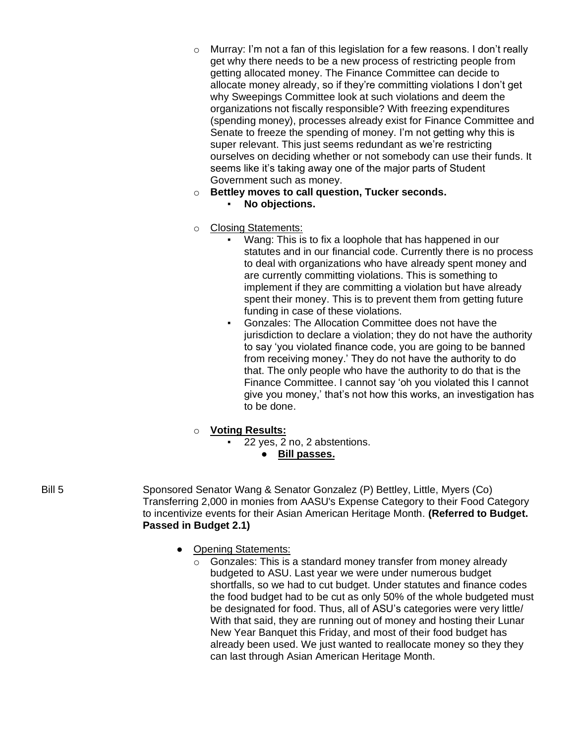- Murray: I'm not a fan of this legislation for a few reasons. I don't really get why there needs to be a new process of restricting people from getting allocated money. The Finance Committee can decide to allocate money already, so if they're committing violations I don't get why Sweepings Committee look at such violations and deem the organizations not fiscally responsible? With freezing expenditures (spending money), processes already exist for Finance Committee and Senate to freeze the spending of money. I'm not getting why this is super relevant. This just seems redundant as we're restricting ourselves on deciding whether or not somebody can use their funds. It seems like it's taking away one of the major parts of Student Government such as money.
- **Bettley moves to call question, Tucker seconds.**
  - **No objections.**
- Closing Statements:
  - Wang: This is to fix a loophole that has happened in our statutes and in our financial code. Currently there is no process to deal with organizations who have already spent money and are currently committing violations. This is something to implement if they are committing a violation but have already spent their money. This is to prevent them from getting future funding in case of these violations.
  - Gonzales: The Allocation Committee does not have the jurisdiction to declare a violation; they do not have the authority to say 'you violated finance code, you are going to be banned from receiving money.' They do not have the authority to do that. The only people who have the authority to do that is the Finance Committee. I cannot say 'oh you violated this I cannot give you money,' that's not how this works, an investigation has to be done.
- **Voting Results:**
  - 22 yes, 2 no, 2 abstentions.
    - **Bill passes.**

Bill 5 — Sponsored Senator Wang & Senator Gonzalez (P) Bettley, Little, Myers (Co) Transferring 2,000 in monies from AASU's Expense Category to their Food Category to incentivize events for their Asian American Heritage Month. **(Referred to Budget. Passed in Budget 2.1)**

- Opening Statements:
  - Gonzales: This is a standard money transfer from money already budgeted to ASU. Last year we were under numerous budget shortfalls, so we had to cut budget. Under statutes and finance codes the food budget had to be cut as only 50% of the whole budgeted must be designated for food. Thus, all of ASU's categories were very little/ With that said, they are running out of money and hosting their Lunar New Year Banquet this Friday, and most of their food budget has already been used. We just wanted to reallocate money so they they can last through Asian American Heritage Month.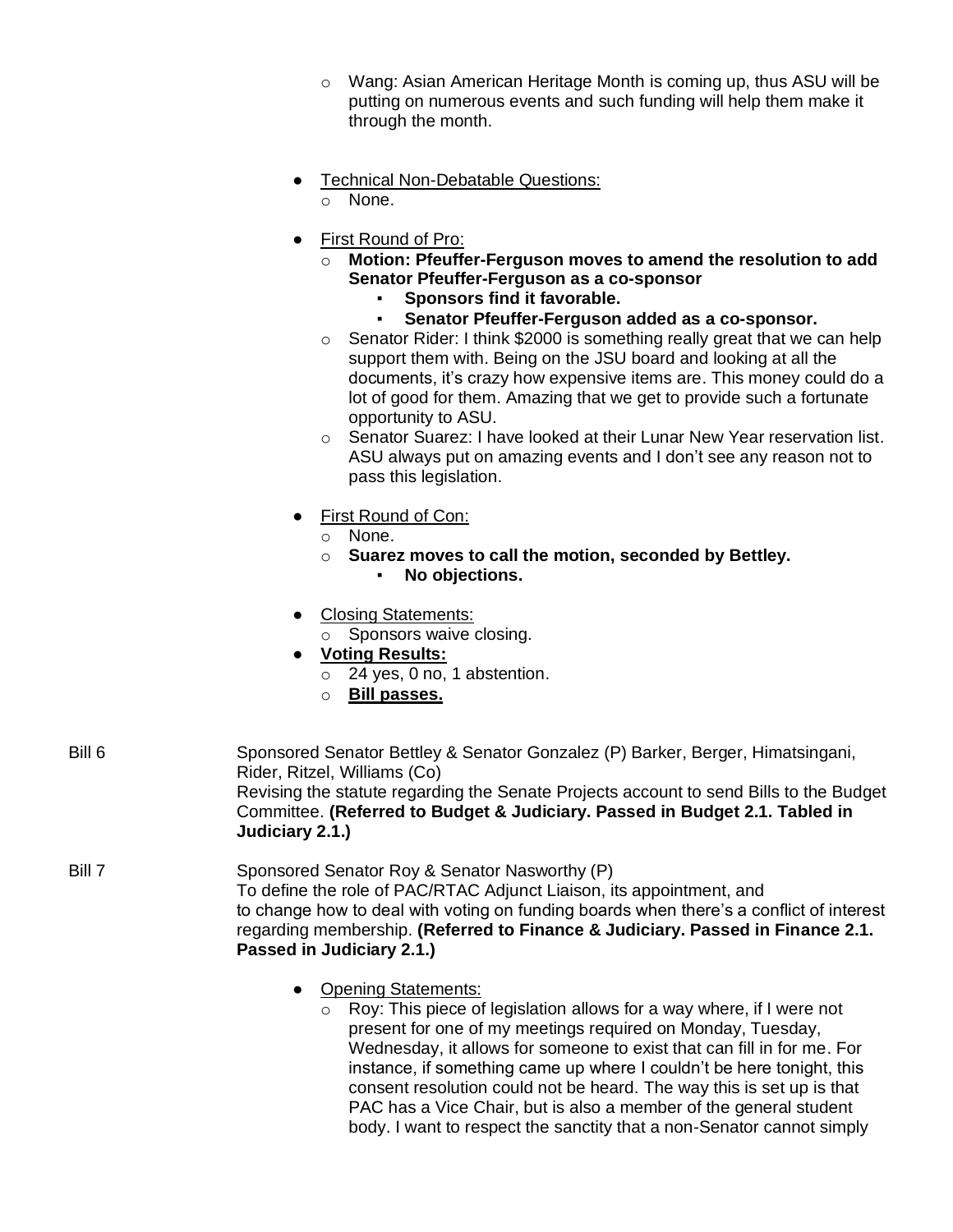- Wang: Asian American Heritage Month is coming up, thus ASU will be putting on numerous events and such funding will help them make it through the month.

- Technical Non-Debatable Questions:
  - None.

- First Round of Pro:
  - **Motion: Pfeuffer-Ferguson moves to amend the resolution to add Senator Pfeuffer-Ferguson as a co-sponsor**
    - **Sponsors find it favorable.**
    - **Senator Pfeuffer-Ferguson added as a co-sponsor.**
  - Senator Rider: I think $2000 is something really great that we can help support them with. Being on the JSU board and looking at all the documents, it's crazy how expensive items are. This money could do a lot of good for them. Amazing that we get to provide such a fortunate opportunity to ASU.
  - Senator Suarez: I have looked at their Lunar New Year reservation list. ASU always put on amazing events and I don't see any reason not to pass this legislation.

- First Round of Con:
  - None.
  - **Suarez moves to call the motion, seconded by Bettley.**
    - **No objections.**

- Closing Statements:
  - Sponsors waive closing.
- **Voting Results:**
  - 24 yes, 0 no, 1 abstention.
  - **Bill passes.**

Bill 6 — Sponsored Senator Bettley & Senator Gonzalez (P) Barker, Berger, Himatsingani, Rider, Ritzel, Williams (Co)
Revising the statute regarding the Senate Projects account to send Bills to the Budget Committee. **(Referred to Budget & Judiciary. Passed in Budget 2.1. Tabled in Judiciary 2.1.)**

Bill 7 — Sponsored Senator Roy & Senator Nasworthy (P)
To define the role of PAC/RTAC Adjunct Liaison, its appointment, and to change how to deal with voting on funding boards when there's a conflict of interest regarding membership. **(Referred to Finance & Judiciary. Passed in Finance 2.1. Passed in Judiciary 2.1.)**

- Opening Statements:
  - Roy: This piece of legislation allows for a way where, if I were not present for one of my meetings required on Monday, Tuesday, Wednesday, it allows for someone to exist that can fill in for me. For instance, if something came up where I couldn't be here tonight, this consent resolution could not be heard. The way this is set up is that PAC has a Vice Chair, but is also a member of the general student body. I want to respect the sanctity that a non-Senator cannot simply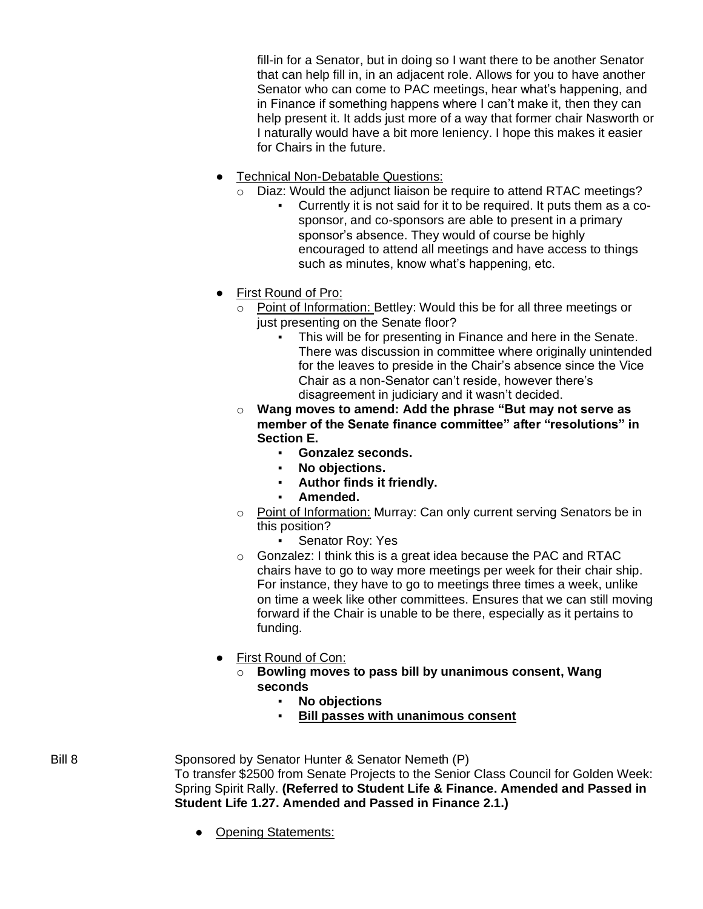fill-in for a Senator, but in doing so I want there to be another Senator that can help fill in, in an adjacent role. Allows for you to have another Senator who can come to PAC meetings, hear what's happening, and in Finance if something happens where I can't make it, then they can help present it. It adds just more of a way that former chair Nasworth or I naturally would have a bit more leniency. I hope this makes it easier for Chairs in the future.

- Technical Non-Debatable Questions:
  - Diaz: Would the adjunct liaison be require to attend RTAC meetings?
    - Currently it is not said for it to be required. It puts them as a co-sponsor, and co-sponsors are able to present in a primary sponsor's absence. They would of course be highly encouraged to attend all meetings and have access to things such as minutes, know what's happening, etc.

- First Round of Pro:
  - Point of Information: Bettley: Would this be for all three meetings or just presenting on the Senate floor?
    - This will be for presenting in Finance and here in the Senate. There was discussion in committee where originally unintended for the leaves to preside in the Chair's absence since the Vice Chair as a non-Senator can't reside, however there's disagreement in judiciary and it wasn't decided.
  - **Wang moves to amend: Add the phrase "But may not serve as member of the Senate finance committee" after "resolutions" in Section E.**
    - **Gonzalez seconds.**
    - **No objections.**
    - **Author finds it friendly.**
    - **Amended.**
  - Point of Information: Murray: Can only current serving Senators be in this position?
    - Senator Roy: Yes
  - Gonzalez: I think this is a great idea because the PAC and RTAC chairs have to go to way more meetings per week for their chair ship. For instance, they have to go to meetings three times a week, unlike on time a week like other committees. Ensures that we can still moving forward if the Chair is unable to be there, especially as it pertains to funding.

- First Round of Con:
  - **Bowling moves to pass bill by unanimous consent, Wang seconds**
    - **No objections**
    - **Bill passes with unanimous consent**

Bill 8 — Sponsored by Senator Hunter & Senator Nemeth (P)
To transfer $2500 from Senate Projects to the Senior Class Council for Golden Week: Spring Spirit Rally. **(Referred to Student Life & Finance. Amended and Passed in Student Life 1.27. Amended and Passed in Finance 2.1.)**

- Opening Statements: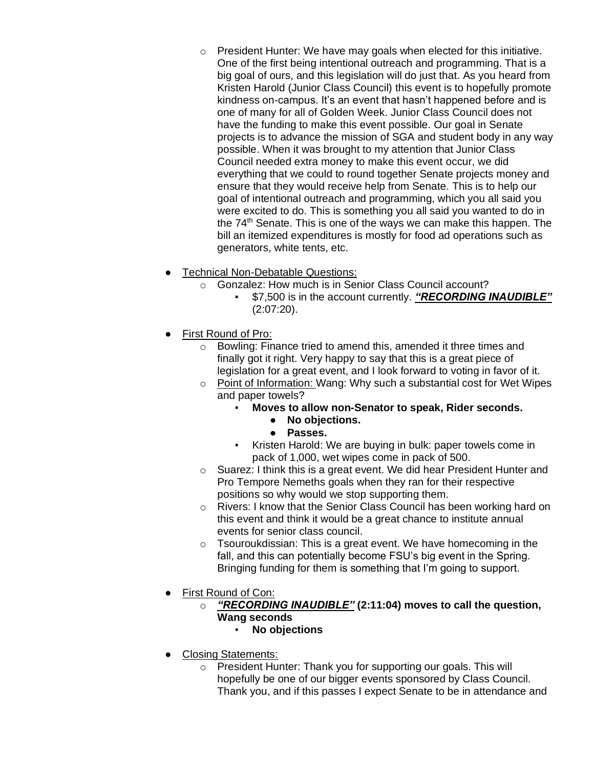- President Hunter: We have may goals when elected for this initiative. One of the first being intentional outreach and programming. That is a big goal of ours, and this legislation will do just that. As you heard from Kristen Harold (Junior Class Council) this event is to hopefully promote kindness on-campus. It's an event that hasn't happened before and is one of many for all of Golden Week. Junior Class Council does not have the funding to make this event possible. Our goal in Senate projects is to advance the mission of SGA and student body in any way possible. When it was brought to my attention that Junior Class Council needed extra money to make this event occur, we did everything that we could to round together Senate projects money and ensure that they would receive help from Senate. This is to help our goal of intentional outreach and programming, which you all said you were excited to do. This is something you all said you wanted to do in the 74th Senate. This is one of the ways we can make this happen. The bill an itemized expenditures is mostly for food ad operations such as generators, white tents, etc.

- Technical Non-Debatable Questions:
  - Gonzalez: How much is in Senior Class Council account?
    - $7,500 is in the account currently. ***"RECORDING INAUDIBLE"*** (2:07:20).

- First Round of Pro:
  - Bowling: Finance tried to amend this, amended it three times and finally got it right. Very happy to say that this is a great piece of legislation for a great event, and I look forward to voting in favor of it.
  - Point of Information: Wang: Why such a substantial cost for Wet Wipes and paper towels?
    - **Moves to allow non-Senator to speak, Rider seconds.**
      - **No objections.**
      - **Passes.**
    - Kristen Harold: We are buying in bulk: paper towels come in pack of 1,000, wet wipes come in pack of 500.
  - Suarez: I think this is a great event. We did hear President Hunter and Pro Tempore Nemeths goals when they ran for their respective positions so why would we stop supporting them.
  - Rivers: I know that the Senior Class Council has been working hard on this event and think it would be a great chance to institute annual events for senior class council.
  - Tsouroukdissian: This is a great event. We have homecoming in the fall, and this can potentially become FSU's big event in the Spring. Bringing funding for them is something that I'm going to support.

- First Round of Con:
  - ***"RECORDING INAUDIBLE"*** **(2:11:04) moves to call the question, Wang seconds**
    - **No objections**

- Closing Statements:
  - President Hunter: Thank you for supporting our goals. This will hopefully be one of our bigger events sponsored by Class Council. Thank you, and if this passes I expect Senate to be in attendance and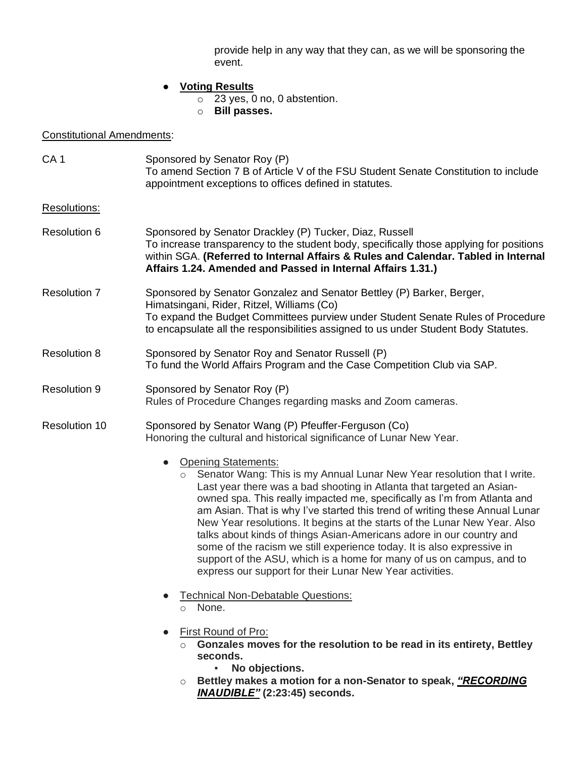provide help in any way that they can, as we will be sponsoring the event.

- **Voting Results**
  - 23 yes, 0 no, 0 abstention.
  - **Bill passes.**

Constitutional Amendments:

CA 1 — Sponsored by Senator Roy (P)
To amend Section 7 B of Article V of the FSU Student Senate Constitution to include appointment exceptions to offices defined in statutes.

Resolutions:

Resolution 6 — Sponsored by Senator Drackley (P) Tucker, Diaz, Russell
To increase transparency to the student body, specifically those applying for positions within SGA. **(Referred to Internal Affairs & Rules and Calendar. Tabled in Internal Affairs 1.24. Amended and Passed in Internal Affairs 1.31.)**

Resolution 7 — Sponsored by Senator Gonzalez and Senator Bettley (P) Barker, Berger, Himatsingani, Rider, Ritzel, Williams (Co)
To expand the Budget Committees purview under Student Senate Rules of Procedure to encapsulate all the responsibilities assigned to us under Student Body Statutes.

Resolution 8 — Sponsored by Senator Roy and Senator Russell (P)
To fund the World Affairs Program and the Case Competition Club via SAP.

Resolution 9 — Sponsored by Senator Roy (P)
Rules of Procedure Changes regarding masks and Zoom cameras.

Resolution 10 — Sponsored by Senator Wang (P) Pfeuffer-Ferguson (Co)
Honoring the cultural and historical significance of Lunar New Year.

- Opening Statements:
  - Senator Wang: This is my Annual Lunar New Year resolution that I write. Last year there was a bad shooting in Atlanta that targeted an Asian-owned spa. This really impacted me, specifically as I'm from Atlanta and am Asian. That is why I've started this trend of writing these Annual Lunar New Year resolutions. It begins at the starts of the Lunar New Year. Also talks about kinds of things Asian-Americans adore in our country and some of the racism we still experience today. It is also expressive in support of the ASU, which is a home for many of us on campus, and to express our support for their Lunar New Year activities.

- Technical Non-Debatable Questions:
  - None.

- First Round of Pro:
  - **Gonzales moves for the resolution to be read in its entirety, Bettley seconds.**
    - **No objections.**
  - **Bettley makes a motion for a non-Senator to speak, *"RECORDING INAUDIBLE"* (2:23:45) seconds.**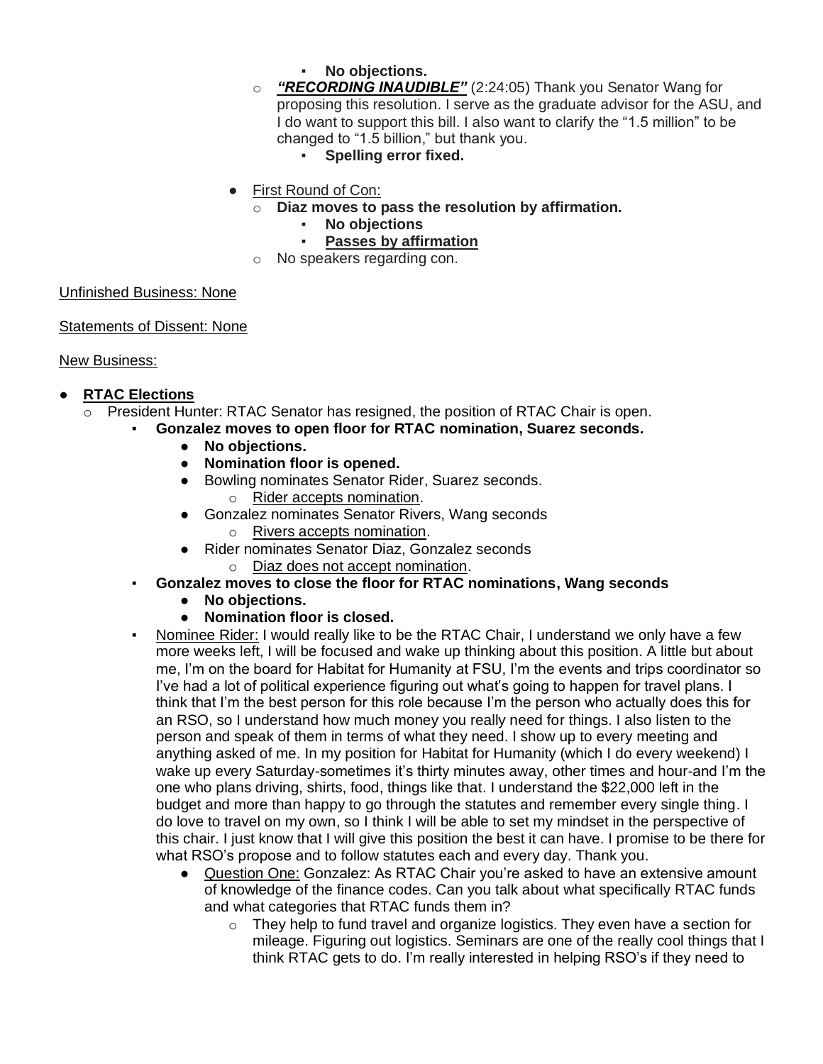- **No objections.**
    - ***"RECORDING INAUDIBLE"*** (2:24:05) Thank you Senator Wang for proposing this resolution. I serve as the graduate advisor for the ASU, and I do want to support this bill. I also want to clarify the "1.5 million" to be changed to "1.5 billion," but thank you.
        - **Spelling error fixed.**

- First Round of Con:
    - **Diaz moves to pass the resolution by affirmation.**
        - **No objections**
        - **Passes by affirmation**
    - No speakers regarding con.

Unfinished Business: None

Statements of Dissent: None

New Business:

- **RTAC Elections**
    - President Hunter: RTAC Senator has resigned, the position of RTAC Chair is open.
        - **Gonzalez moves to open floor for RTAC nomination, Suarez seconds.**
            - **No objections.**
            - **Nomination floor is opened.**
            - Bowling nominates Senator Rider, Suarez seconds.
                - Rider accepts nomination.
            - Gonzalez nominates Senator Rivers, Wang seconds
                - Rivers accepts nomination.
            - Rider nominates Senator Diaz, Gonzalez seconds
                - Diaz does not accept nomination.
        - **Gonzalez moves to close the floor for RTAC nominations, Wang seconds**
            - **No objections.**
            - **Nomination floor is closed.**
        - Nominee Rider: I would really like to be the RTAC Chair, I understand we only have a few more weeks left, I will be focused and wake up thinking about this position. A little but about me, I'm on the board for Habitat for Humanity at FSU, I'm the events and trips coordinator so I've had a lot of political experience figuring out what's going to happen for travel plans. I think that I'm the best person for this role because I'm the person who actually does this for an RSO, so I understand how much money you really need for things. I also listen to the person and speak of them in terms of what they need. I show up to every meeting and anything asked of me. In my position for Habitat for Humanity (which I do every weekend) I wake up every Saturday-sometimes it's thirty minutes away, other times and hour-and I'm the one who plans driving, shirts, food, things like that. I understand the $22,000 left in the budget and more than happy to go through the statutes and remember every single thing. I do love to travel on my own, so I think I will be able to set my mindset in the perspective of this chair. I just know that I will give this position the best it can have. I promise to be there for what RSO's propose and to follow statutes each and every day. Thank you.
            - Question One: Gonzalez: As RTAC Chair you're asked to have an extensive amount of knowledge of the finance codes. Can you talk about what specifically RTAC funds and what categories that RTAC funds them in?
                - They help to fund travel and organize logistics. They even have a section for mileage. Figuring out logistics. Seminars are one of the really cool things that I think RTAC gets to do. I'm really interested in helping RSO's if they need to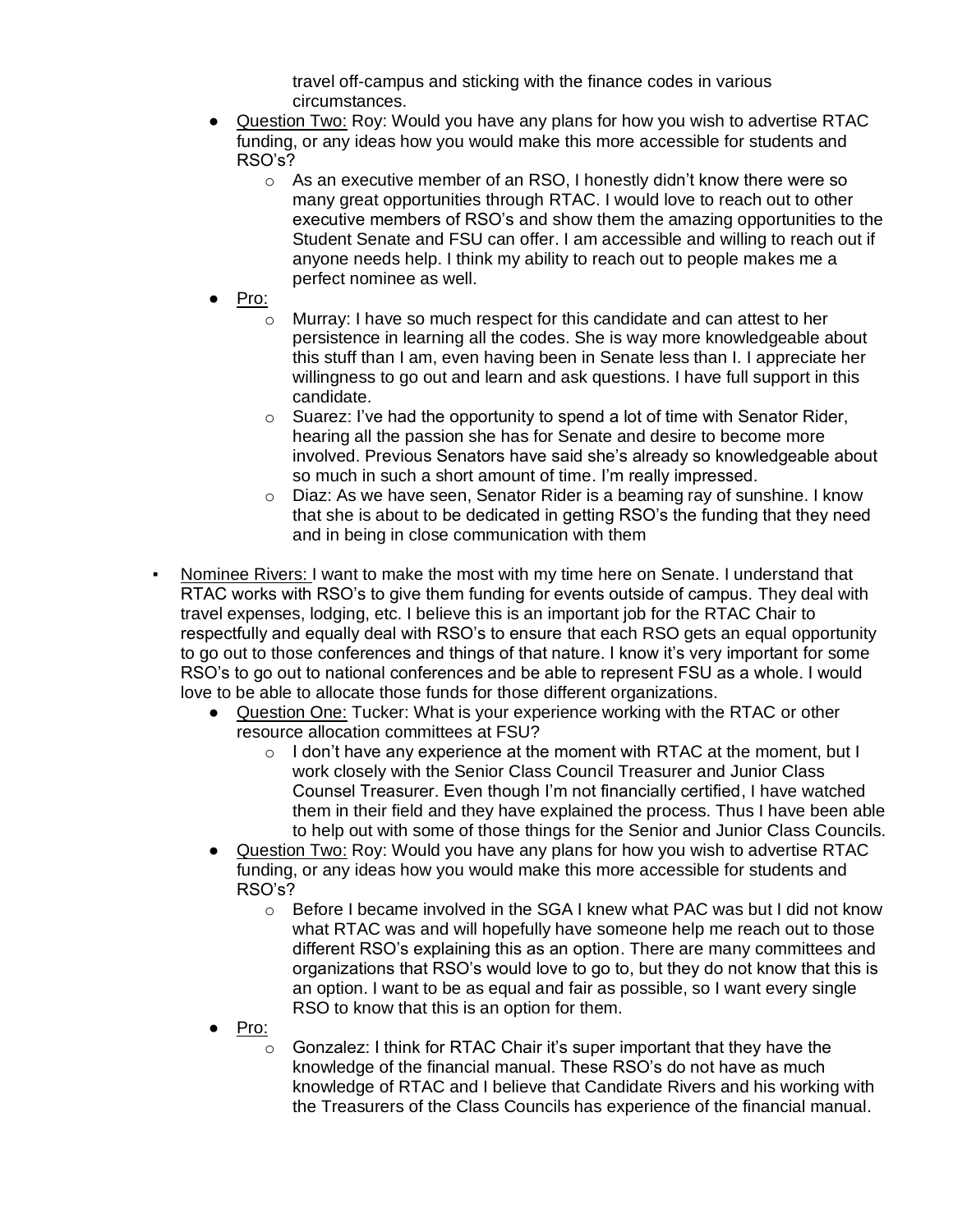travel off-campus and sticking with the finance codes in various circumstances.

- Question Two: Roy: Would you have any plans for how you wish to advertise RTAC funding, or any ideas how you would make this more accessible for students and RSO's?
    - As an executive member of an RSO, I honestly didn't know there were so many great opportunities through RTAC. I would love to reach out to other executive members of RSO's and show them the amazing opportunities to the Student Senate and FSU can offer. I am accessible and willing to reach out if anyone needs help. I think my ability to reach out to people makes me a perfect nominee as well.
- Pro:
    - Murray: I have so much respect for this candidate and can attest to her persistence in learning all the codes. She is way more knowledgeable about this stuff than I am, even having been in Senate less than I. I appreciate her willingness to go out and learn and ask questions. I have full support in this candidate.
    - Suarez: I've had the opportunity to spend a lot of time with Senator Rider, hearing all the passion she has for Senate and desire to become more involved. Previous Senators have said she's already so knowledgeable about so much in such a short amount of time. I'm really impressed.
    - Diaz: As we have seen, Senator Rider is a beaming ray of sunshine. I know that she is about to be dedicated in getting RSO's the funding that they need and in being in close communication with them

▪ Nominee Rivers: I want to make the most with my time here on Senate. I understand that RTAC works with RSO's to give them funding for events outside of campus. They deal with travel expenses, lodging, etc. I believe this is an important job for the RTAC Chair to respectfully and equally deal with RSO's to ensure that each RSO gets an equal opportunity to go out to those conferences and things of that nature. I know it's very important for some RSO's to go out to national conferences and be able to represent FSU as a whole. I would love to be able to allocate those funds for those different organizations.

- Question One: Tucker: What is your experience working with the RTAC or other resource allocation committees at FSU?
    - I don't have any experience at the moment with RTAC at the moment, but I work closely with the Senior Class Council Treasurer and Junior Class Counsel Treasurer. Even though I'm not financially certified, I have watched them in their field and they have explained the process. Thus I have been able to help out with some of those things for the Senior and Junior Class Councils.
- Question Two: Roy: Would you have any plans for how you wish to advertise RTAC funding, or any ideas how you would make this more accessible for students and RSO's?
    - Before I became involved in the SGA I knew what PAC was but I did not know what RTAC was and will hopefully have someone help me reach out to those different RSO's explaining this as an option. There are many committees and organizations that RSO's would love to go to, but they do not know that this is an option. I want to be as equal and fair as possible, so I want every single RSO to know that this is an option for them.
- Pro:
    - Gonzalez: I think for RTAC Chair it's super important that they have the knowledge of the financial manual. These RSO's do not have as much knowledge of RTAC and I believe that Candidate Rivers and his working with the Treasurers of the Class Councils has experience of the financial manual.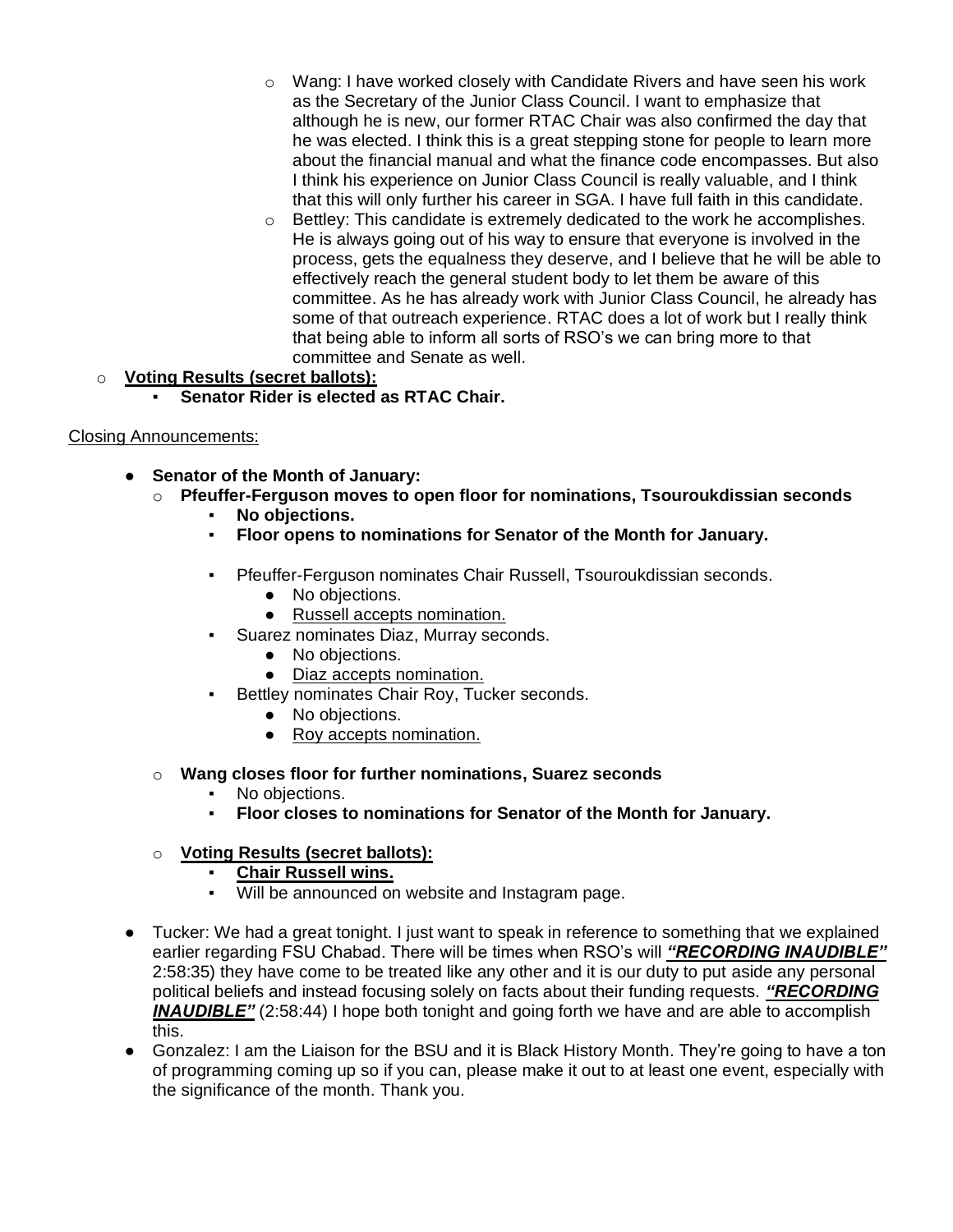- Wang: I have worked closely with Candidate Rivers and have seen his work as the Secretary of the Junior Class Council. I want to emphasize that although he is new, our former RTAC Chair was also confirmed the day that he was elected. I think this is a great stepping stone for people to learn more about the financial manual and what the finance code encompasses. But also I think his experience on Junior Class Council is really valuable, and I think that this will only further his career in SGA. I have full faith in this candidate.
    - Bettley: This candidate is extremely dedicated to the work he accomplishes. He is always going out of his way to ensure that everyone is involved in the process, gets the equalness they deserve, and I believe that he will be able to effectively reach the general student body to let them be aware of this committee. As he has already work with Junior Class Council, he already has some of that outreach experience. RTAC does a lot of work but I really think that being able to inform all sorts of RSO's we can bring more to that committee and Senate as well.
- **<u>Voting Results (secret ballots):</u>**
  - **Senator Rider is elected as RTAC Chair.**

<u>Closing Announcements:</u>

- **Senator of the Month of January:**
  - **Pfeuffer-Ferguson moves to open floor for nominations, Tsouroukdissian seconds**
    - **No objections.**
    - **Floor opens to nominations for Senator of the Month for January.**
    - Pfeuffer-Ferguson nominates Chair Russell, Tsouroukdissian seconds.
      - No objections.
      - <u>Russell accepts nomination.</u>
    - Suarez nominates Diaz, Murray seconds.
      - No objections.
      - <u>Diaz accepts nomination.</u>
    - Bettley nominates Chair Roy, Tucker seconds.
      - No objections.
      - <u>Roy accepts nomination.</u>
  - **Wang closes floor for further nominations, Suarez seconds**
    - No objections.
    - **Floor closes to nominations for Senator of the Month for January.**
  - **<u>Voting Results (secret ballots):</u>**
    - **<u>Chair Russell wins.</u>**
    - Will be announced on website and Instagram page.
- Tucker: We had a great tonight. I just want to speak in reference to something that we explained earlier regarding FSU Chabad. There will be times when RSO's will ***<u>"RECORDING INAUDIBLE"</u>*** 2:58:35) they have come to be treated like any other and it is our duty to put aside any personal political beliefs and instead focusing solely on facts about their funding requests. ***<u>"RECORDING INAUDIBLE"</u>*** (2:58:44) I hope both tonight and going forth we have and are able to accomplish this.
- Gonzalez: I am the Liaison for the BSU and it is Black History Month. They're going to have a ton of programming coming up so if you can, please make it out to at least one event, especially with the significance of the month. Thank you.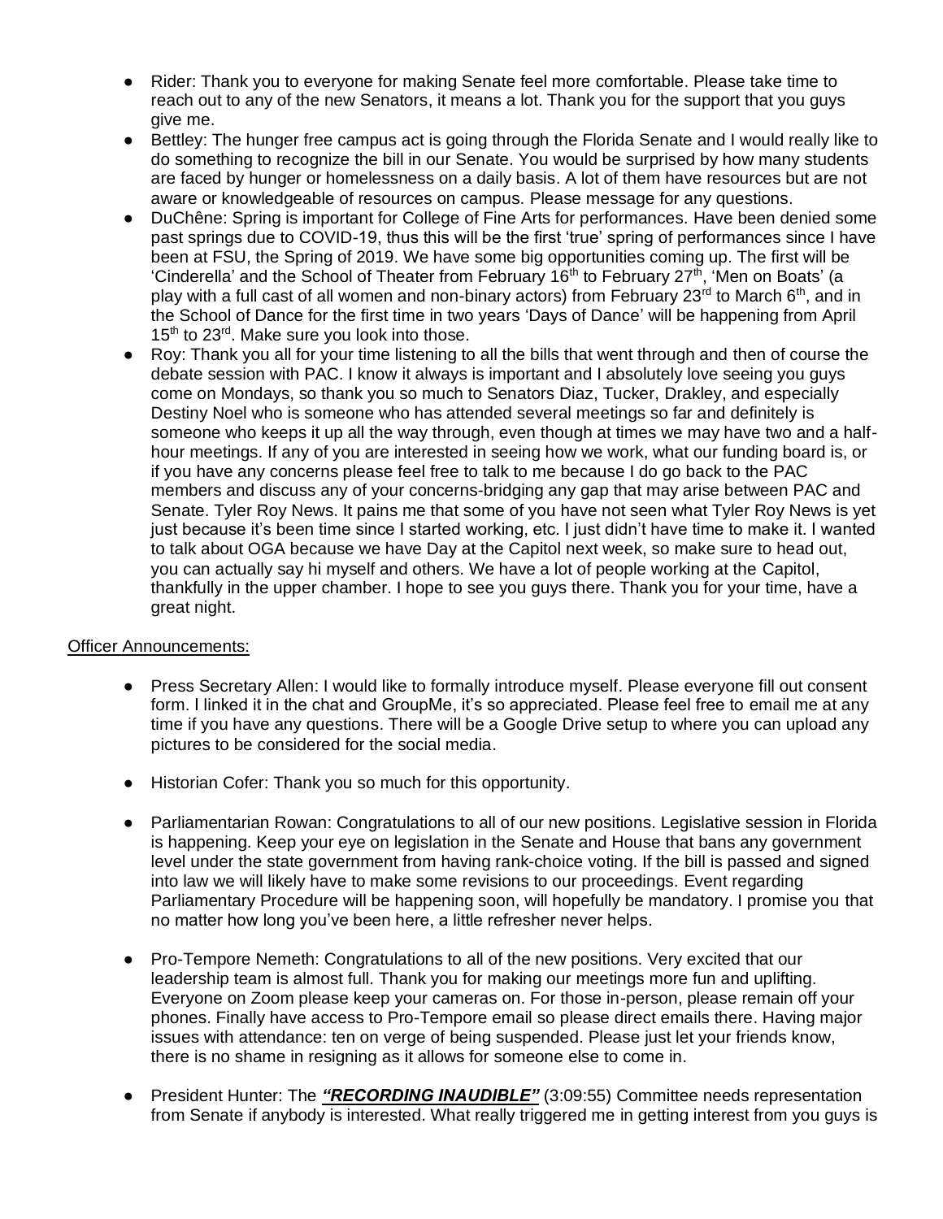- Rider: Thank you to everyone for making Senate feel more comfortable. Please take time to reach out to any of the new Senators, it means a lot. Thank you for the support that you guys give me.
- Bettley: The hunger free campus act is going through the Florida Senate and I would really like to do something to recognize the bill in our Senate. You would be surprised by how many students are faced by hunger or homelessness on a daily basis. A lot of them have resources but are not aware or knowledgeable of resources on campus. Please message for any questions.
- DuChêne: Spring is important for College of Fine Arts for performances. Have been denied some past springs due to COVID-19, thus this will be the first 'true' spring of performances since I have been at FSU, the Spring of 2019. We have some big opportunities coming up. The first will be 'Cinderella' and the School of Theater from February 16th to February 27th, 'Men on Boats' (a play with a full cast of all women and non-binary actors) from February 23rd to March 6th, and in the School of Dance for the first time in two years 'Days of Dance' will be happening from April 15th to 23rd. Make sure you look into those.
- Roy: Thank you all for your time listening to all the bills that went through and then of course the debate session with PAC. I know it always is important and I absolutely love seeing you guys come on Mondays, so thank you so much to Senators Diaz, Tucker, Drakley, and especially Destiny Noel who is someone who has attended several meetings so far and definitely is someone who keeps it up all the way through, even though at times we may have two and a half-hour meetings. If any of you are interested in seeing how we work, what our funding board is, or if you have any concerns please feel free to talk to me because I do go back to the PAC members and discuss any of your concerns-bridging any gap that may arise between PAC and Senate. Tyler Roy News. It pains me that some of you have not seen what Tyler Roy News is yet just because it's been time since I started working, etc. I just didn't have time to make it. I wanted to talk about OGA because we have Day at the Capitol next week, so make sure to head out, you can actually say hi myself and others. We have a lot of people working at the Capitol, thankfully in the upper chamber. I hope to see you guys there. Thank you for your time, have a great night.

Officer Announcements:

- Press Secretary Allen: I would like to formally introduce myself. Please everyone fill out consent form. I linked it in the chat and GroupMe, it's so appreciated. Please feel free to email me at any time if you have any questions. There will be a Google Drive setup to where you can upload any pictures to be considered for the social media.

- Historian Cofer: Thank you so much for this opportunity.

- Parliamentarian Rowan: Congratulations to all of our new positions. Legislative session in Florida is happening. Keep your eye on legislation in the Senate and House that bans any government level under the state government from having rank-choice voting. If the bill is passed and signed into law we will likely have to make some revisions to our proceedings. Event regarding Parliamentary Procedure will be happening soon, will hopefully be mandatory. I promise you that no matter how long you've been here, a little refresher never helps.

- Pro-Tempore Nemeth: Congratulations to all of the new positions. Very excited that our leadership team is almost full. Thank you for making our meetings more fun and uplifting. Everyone on Zoom please keep your cameras on. For those in-person, please remain off your phones. Finally have access to Pro-Tempore email so please direct emails there. Having major issues with attendance: ten on verge of being suspended. Please just let your friends know, there is no shame in resigning as it allows for someone else to come in.

- President Hunter: The ***"RECORDING INAUDIBLE"*** (3:09:55) Committee needs representation from Senate if anybody is interested. What really triggered me in getting interest from you guys is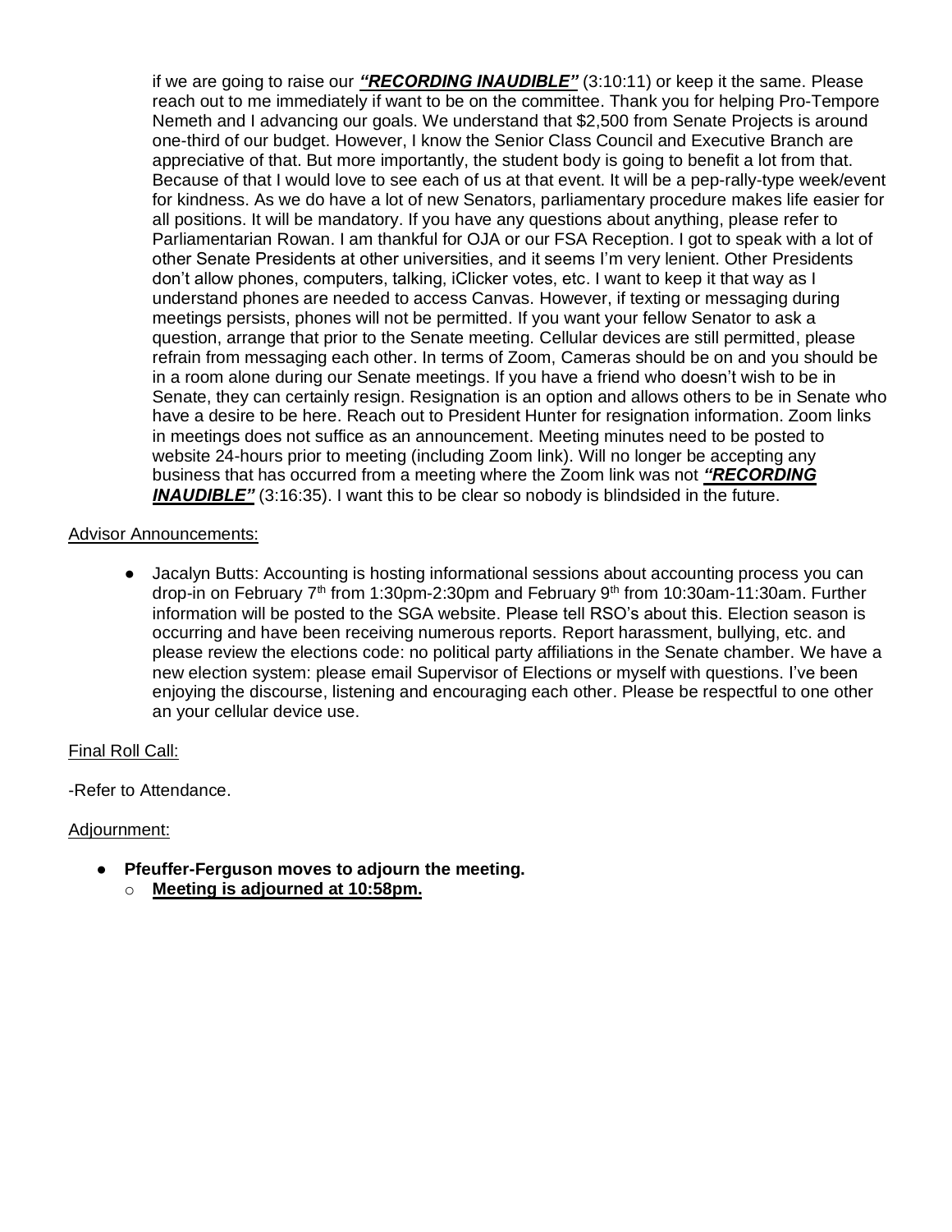if we are going to raise our ***"RECORDING INAUDIBLE"*** (3:10:11) or keep it the same. Please reach out to me immediately if want to be on the committee. Thank you for helping Pro-Tempore Nemeth and I advancing our goals. We understand that $2,500 from Senate Projects is around one-third of our budget. However, I know the Senior Class Council and Executive Branch are appreciative of that. But more importantly, the student body is going to benefit a lot from that. Because of that I would love to see each of us at that event. It will be a pep-rally-type week/event for kindness. As we do have a lot of new Senators, parliamentary procedure makes life easier for all positions. It will be mandatory. If you have any questions about anything, please refer to Parliamentarian Rowan. I am thankful for OJA or our FSA Reception. I got to speak with a lot of other Senate Presidents at other universities, and it seems I'm very lenient. Other Presidents don't allow phones, computers, talking, iClicker votes, etc. I want to keep it that way as I understand phones are needed to access Canvas. However, if texting or messaging during meetings persists, phones will not be permitted. If you want your fellow Senator to ask a question, arrange that prior to the Senate meeting. Cellular devices are still permitted, please refrain from messaging each other. In terms of Zoom, Cameras should be on and you should be in a room alone during our Senate meetings. If you have a friend who doesn't wish to be in Senate, they can certainly resign. Resignation is an option and allows others to be in Senate who have a desire to be here. Reach out to President Hunter for resignation information. Zoom links in meetings does not suffice as an announcement. Meeting minutes need to be posted to website 24-hours prior to meeting (including Zoom link). Will no longer be accepting any business that has occurred from a meeting where the Zoom link was not ***"RECORDING INAUDIBLE"*** (3:16:35). I want this to be clear so nobody is blindsided in the future.

<u>Advisor Announcements:</u>

- Jacalyn Butts: Accounting is hosting informational sessions about accounting process you can drop-in on February 7th from 1:30pm-2:30pm and February 9th from 10:30am-11:30am. Further information will be posted to the SGA website. Please tell RSO's about this. Election season is occurring and have been receiving numerous reports. Report harassment, bullying, etc. and please review the elections code: no political party affiliations in the Senate chamber. We have a new election system: please email Supervisor of Elections or myself with questions. I've been enjoying the discourse, listening and encouraging each other. Please be respectful to one other an your cellular device use.

<u>Final Roll Call:</u>

-Refer to Attendance.

<u>Adjournment:</u>

- **Pfeuffer-Ferguson moves to adjourn the meeting.**
  - **<u>Meeting is adjourned at 10:58pm.</u>**